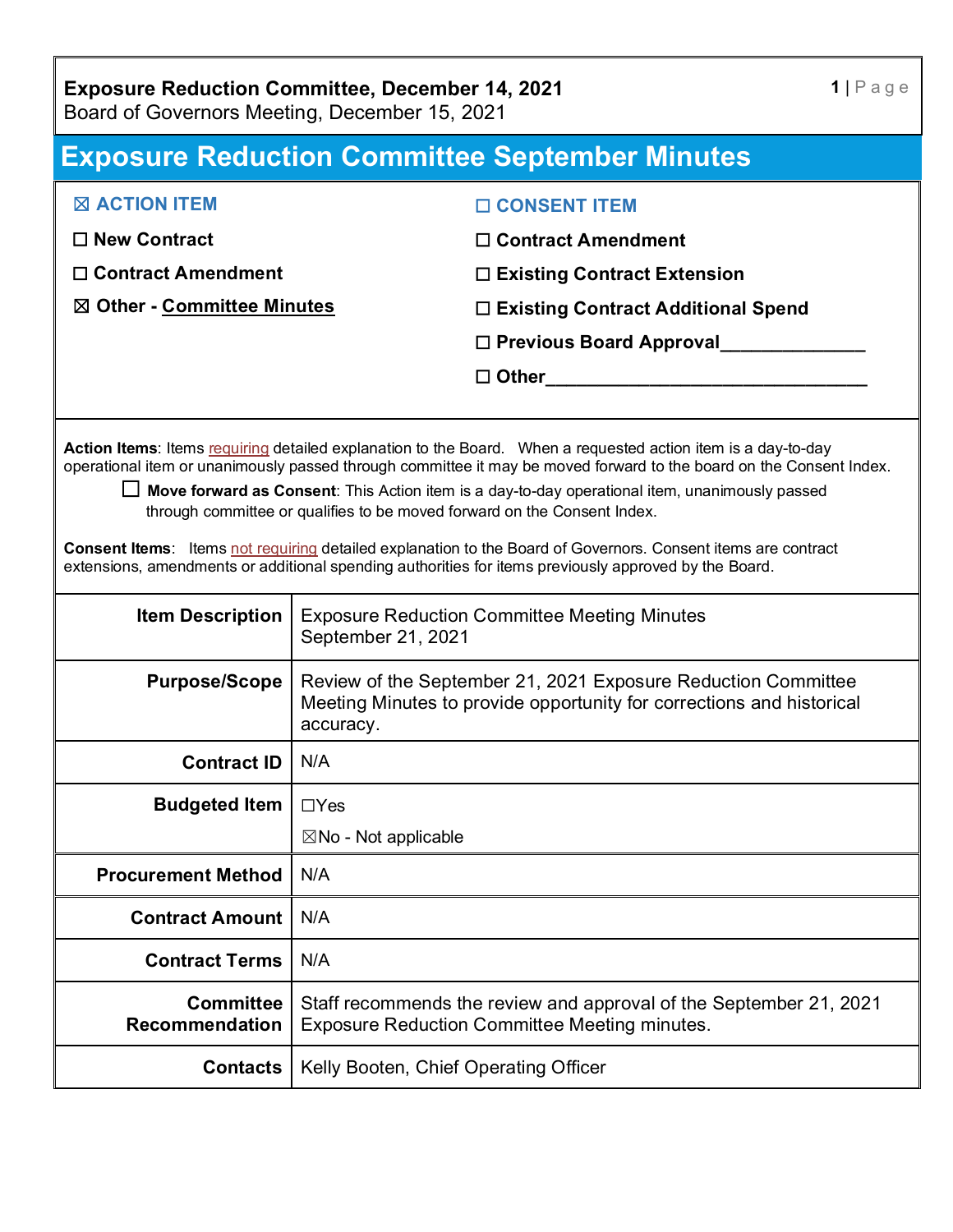**Exposure Reduction Committee, December 14, 2021**
Board of Governors Meeting, December 15, 2021

# Exposure Reduction Committee September Minutes

| | |
|---|---|
| ☒ **ACTION ITEM** | ☐ **CONSENT ITEM** |
| ☐ **New Contract** | ☐ **Contract Amendment** |
| ☐ **Contract Amendment** | ☐ **Existing Contract Extension** |
| ☒ **Other - Committee Minutes** | ☐ **Existing Contract Additional Spend** |
| | ☐ **Previous Board Approval**______________ |
| | ☐ **Other**________________________________ |

**Action Items**: Items requiring detailed explanation to the Board. When a requested action item is a day-to-day operational item or unanimously passed through committee it may be moved forward to the board on the Consent Index.

☐ **Move forward as Consent**: This Action item is a day-to-day operational item, unanimously passed through committee or qualifies to be moved forward on the Consent Index.

**Consent Items**: Items not requiring detailed explanation to the Board of Governors. Consent items are contract extensions, amendments or additional spending authorities for items previously approved by the Board.

| | |
|---|---|
| **Item Description** | Exposure Reduction Committee Meeting Minutes September 21, 2021 |
| **Purpose/Scope** | Review of the September 21, 2021 Exposure Reduction Committee Meeting Minutes to provide opportunity for corrections and historical accuracy. |
| **Contract ID** | N/A |
| **Budgeted Item** | ☐Yes<br>☒No - Not applicable |
| **Procurement Method** | N/A |
| **Contract Amount** | N/A |
| **Contract Terms** | N/A |
| **Committee Recommendation** | Staff recommends the review and approval of the September 21, 2021 Exposure Reduction Committee Meeting minutes. |
| **Contacts** | Kelly Booten, Chief Operating Officer |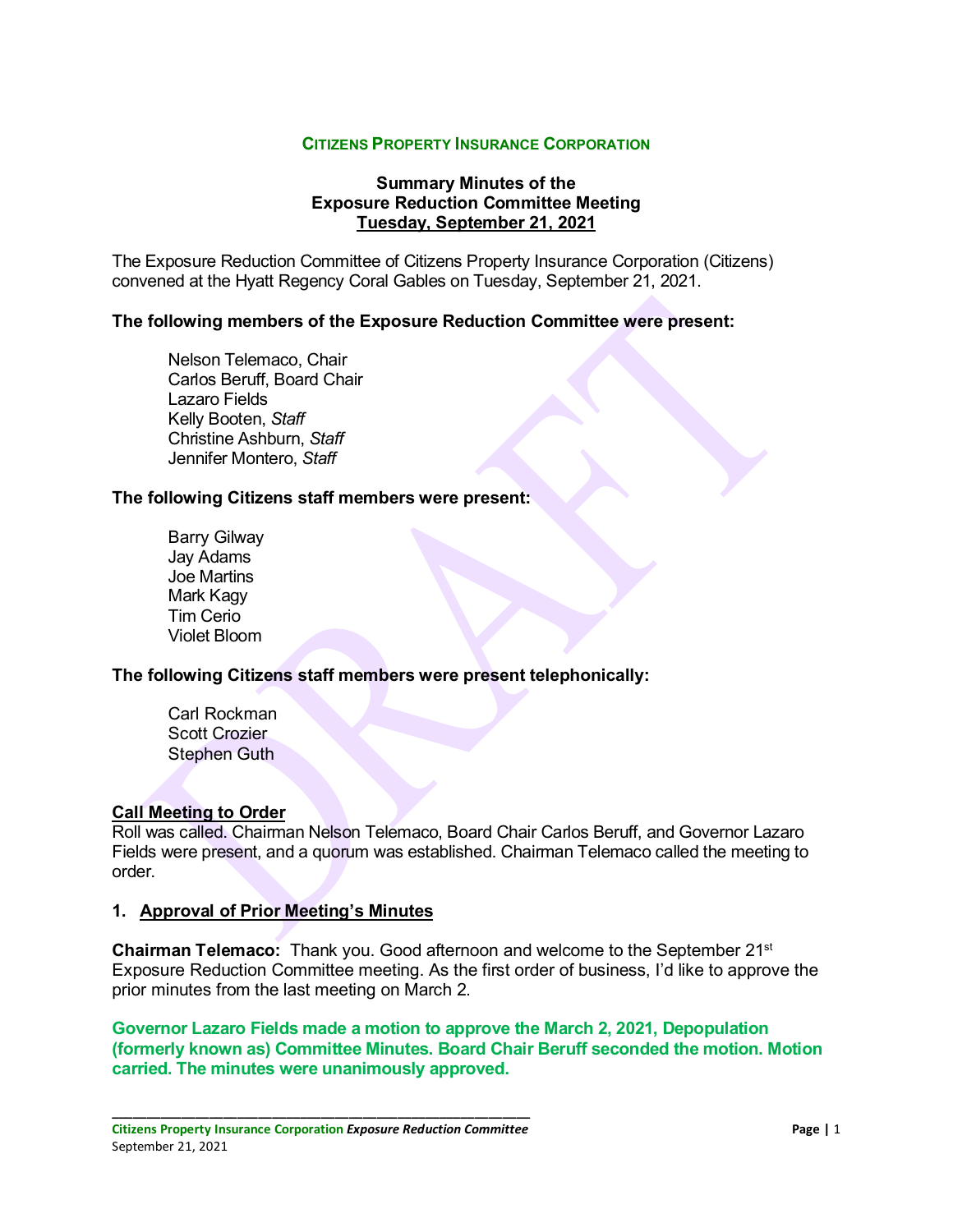**CITIZENS PROPERTY INSURANCE CORPORATION**

**Summary Minutes of the**
**Exposure Reduction Committee Meeting**
**Tuesday, September 21, 2021**

The Exposure Reduction Committee of Citizens Property Insurance Corporation (Citizens) convened at the Hyatt Regency Coral Gables on Tuesday, September 21, 2021.

**The following members of the Exposure Reduction Committee were present:**

Nelson Telemaco, Chair
Carlos Beruff, Board Chair
Lazaro Fields
Kelly Booten, *Staff*
Christine Ashburn, *Staff*
Jennifer Montero, *Staff*

**The following Citizens staff members were present:**

Barry Gilway
Jay Adams
Joe Martins
Mark Kagy
Tim Cerio
Violet Bloom

**The following Citizens staff members were present telephonically:**

Carl Rockman
Scott Crozier
Stephen Guth

**Call Meeting to Order**

Roll was called. Chairman Nelson Telemaco, Board Chair Carlos Beruff, and Governor Lazaro Fields were present, and a quorum was established. Chairman Telemaco called the meeting to order.

**1. Approval of Prior Meeting's Minutes**

**Chairman Telemaco:** Thank you. Good afternoon and welcome to the September 21st Exposure Reduction Committee meeting. As the first order of business, I'd like to approve the prior minutes from the last meeting on March 2.

**Governor Lazaro Fields made a motion to approve the March 2, 2021, Depopulation (formerly known as) Committee Minutes. Board Chair Beruff seconded the motion. Motion carried. The minutes were unanimously approved.**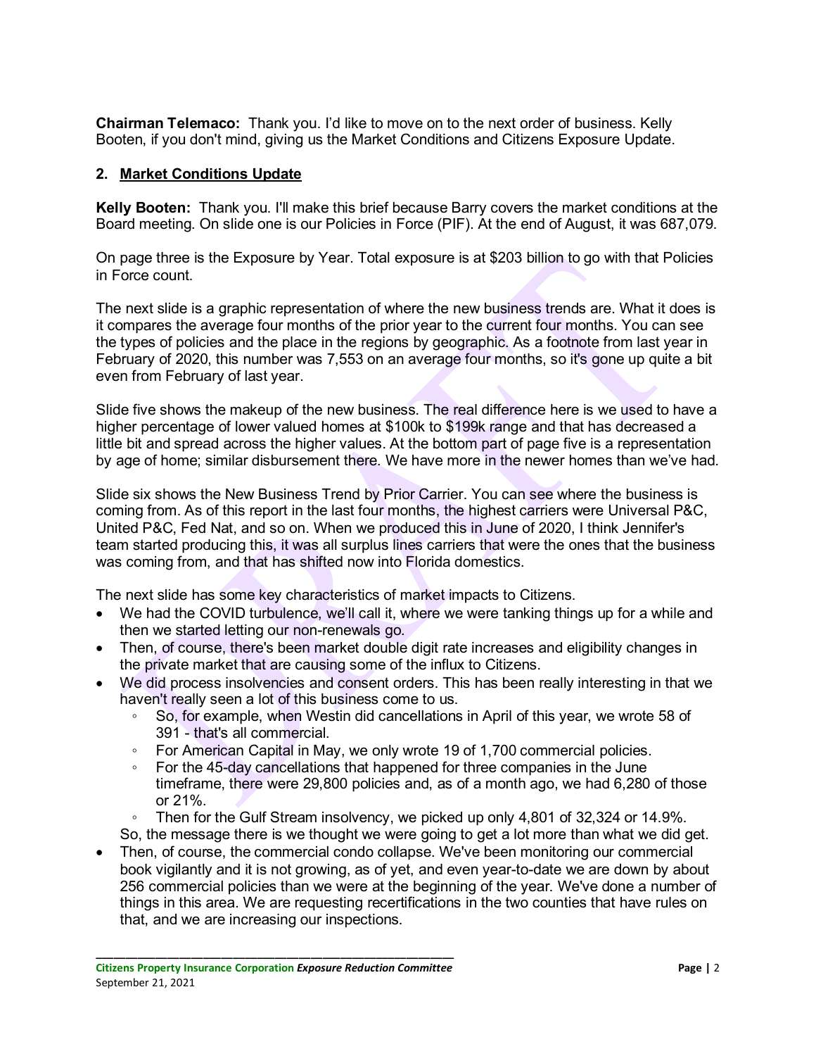**Chairman Telemaco:** Thank you. I'd like to move on to the next order of business. Kelly Booten, if you don't mind, giving us the Market Conditions and Citizens Exposure Update.

## 2. Market Conditions Update

**Kelly Booten:** Thank you. I'll make this brief because Barry covers the market conditions at the Board meeting. On slide one is our Policies in Force (PIF). At the end of August, it was 687,079.

On page three is the Exposure by Year. Total exposure is at $203 billion to go with that Policies in Force count.

The next slide is a graphic representation of where the new business trends are. What it does is it compares the average four months of the prior year to the current four months. You can see the types of policies and the place in the regions by geographic. As a footnote from last year in February of 2020, this number was 7,553 on an average four months, so it's gone up quite a bit even from February of last year.

Slide five shows the makeup of the new business. The real difference here is we used to have a higher percentage of lower valued homes at $100k to $199k range and that has decreased a little bit and spread across the higher values. At the bottom part of page five is a representation by age of home; similar disbursement there. We have more in the newer homes than we've had.

Slide six shows the New Business Trend by Prior Carrier. You can see where the business is coming from. As of this report in the last four months, the highest carriers were Universal P&C, United P&C, Fed Nat, and so on. When we produced this in June of 2020, I think Jennifer's team started producing this, it was all surplus lines carriers that were the ones that the business was coming from, and that has shifted now into Florida domestics.

The next slide has some key characteristics of market impacts to Citizens.

- We had the COVID turbulence, we'll call it, where we were tanking things up for a while and then we started letting our non-renewals go.
- Then, of course, there's been market double digit rate increases and eligibility changes in the private market that are causing some of the influx to Citizens.
- We did process insolvencies and consent orders. This has been really interesting in that we haven't really seen a lot of this business come to us.
    - So, for example, when Westin did cancellations in April of this year, we wrote 58 of 391 - that's all commercial.
    - For American Capital in May, we only wrote 19 of 1,700 commercial policies.
    - For the 45-day cancellations that happened for three companies in the June timeframe, there were 29,800 policies and, as of a month ago, we had 6,280 of those or 21%.
    - Then for the Gulf Stream insolvency, we picked up only 4,801 of 32,324 or 14.9%.

  So, the message there is we thought we were going to get a lot more than what we did get.
- Then, of course, the commercial condo collapse. We've been monitoring our commercial book vigilantly and it is not growing, as of yet, and even year-to-date we are down by about 256 commercial policies than we were at the beginning of the year. We've done a number of things in this area. We are requesting recertifications in the two counties that have rules on that, and we are increasing our inspections.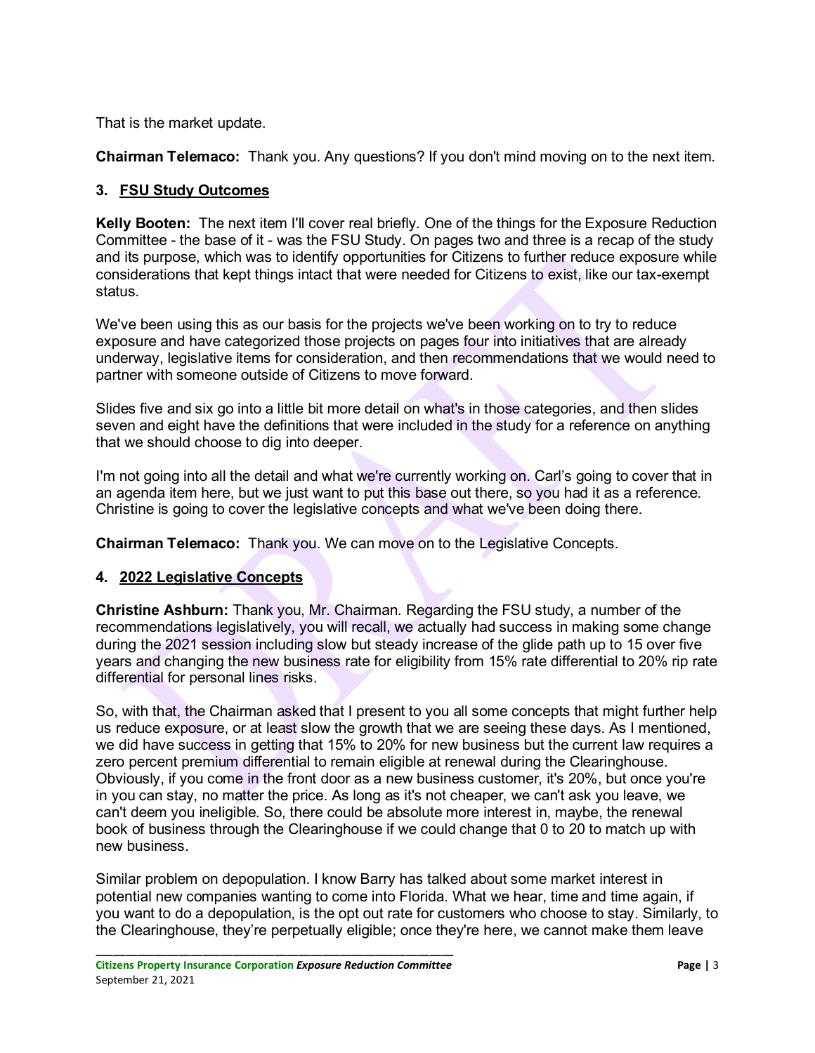That is the market update.

**Chairman Telemaco:** Thank you. Any questions? If you don't mind moving on to the next item.

**3. FSU Study Outcomes**

**Kelly Booten:** The next item I'll cover real briefly. One of the things for the Exposure Reduction Committee - the base of it - was the FSU Study. On pages two and three is a recap of the study and its purpose, which was to identify opportunities for Citizens to further reduce exposure while considerations that kept things intact that were needed for Citizens to exist, like our tax-exempt status.

We've been using this as our basis for the projects we've been working on to try to reduce exposure and have categorized those projects on pages four into initiatives that are already underway, legislative items for consideration, and then recommendations that we would need to partner with someone outside of Citizens to move forward.

Slides five and six go into a little bit more detail on what's in those categories, and then slides seven and eight have the definitions that were included in the study for a reference on anything that we should choose to dig into deeper.

I'm not going into all the detail and what we're currently working on. Carl's going to cover that in an agenda item here, but we just want to put this base out there, so you had it as a reference. Christine is going to cover the legislative concepts and what we've been doing there.

**Chairman Telemaco:** Thank you. We can move on to the Legislative Concepts.

**4. 2022 Legislative Concepts**

**Christine Ashburn:** Thank you, Mr. Chairman. Regarding the FSU study, a number of the recommendations legislatively, you will recall, we actually had success in making some change during the 2021 session including slow but steady increase of the glide path up to 15 over five years and changing the new business rate for eligibility from 15% rate differential to 20% rip rate differential for personal lines risks.

So, with that, the Chairman asked that I present to you all some concepts that might further help us reduce exposure, or at least slow the growth that we are seeing these days. As I mentioned, we did have success in getting that 15% to 20% for new business but the current law requires a zero percent premium differential to remain eligible at renewal during the Clearinghouse. Obviously, if you come in the front door as a new business customer, it's 20%, but once you're in you can stay, no matter the price. As long as it's not cheaper, we can't ask you leave, we can't deem you ineligible. So, there could be absolute more interest in, maybe, the renewal book of business through the Clearinghouse if we could change that 0 to 20 to match up with new business.

Similar problem on depopulation. I know Barry has talked about some market interest in potential new companies wanting to come into Florida. What we hear, time and time again, if you want to do a depopulation, is the opt out rate for customers who choose to stay. Similarly, to the Clearinghouse, they're perpetually eligible; once they're here, we cannot make them leave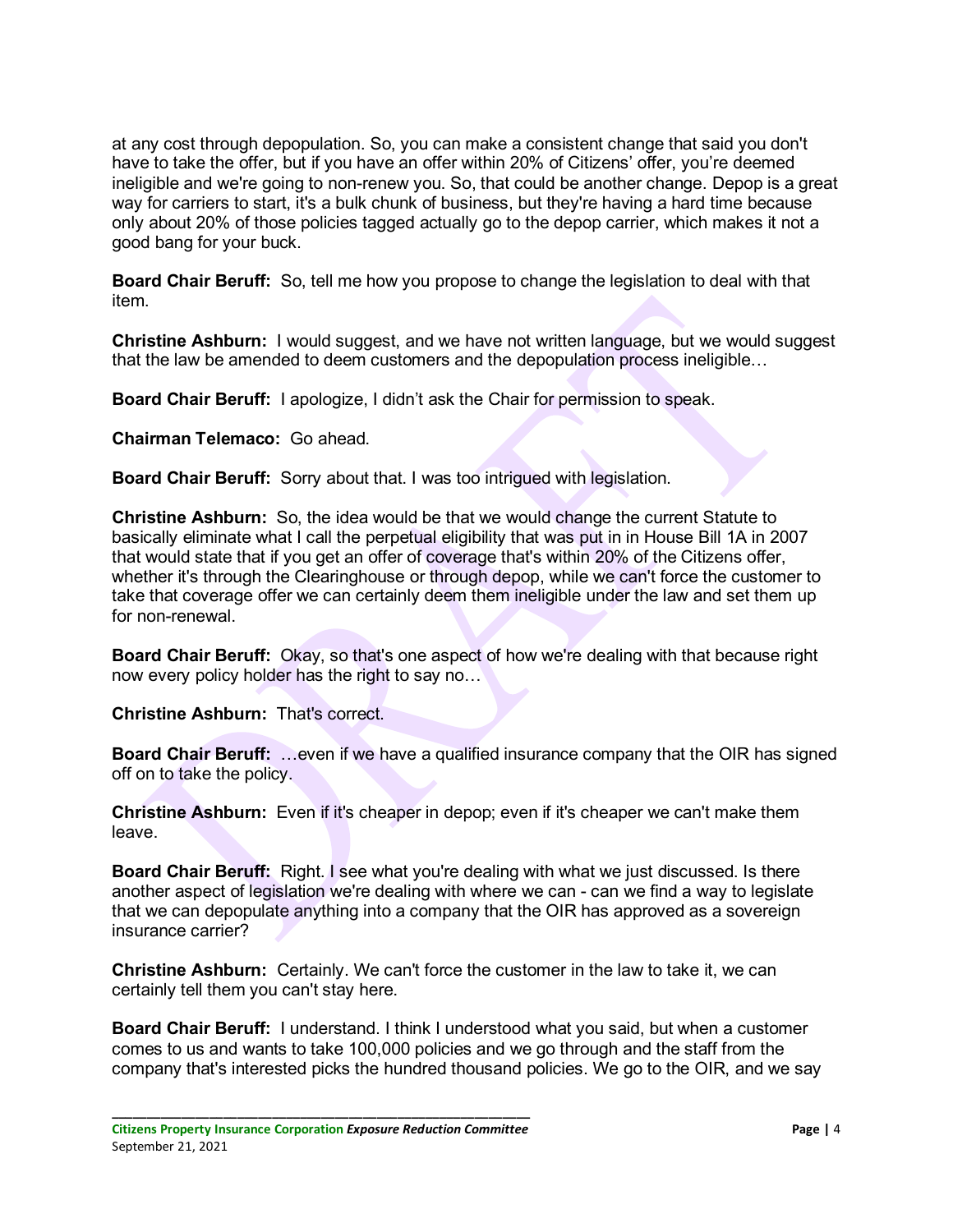at any cost through depopulation. So, you can make a consistent change that said you don't have to take the offer, but if you have an offer within 20% of Citizens' offer, you're deemed ineligible and we're going to non-renew you. So, that could be another change. Depop is a great way for carriers to start, it's a bulk chunk of business, but they're having a hard time because only about 20% of those policies tagged actually go to the depop carrier, which makes it not a good bang for your buck.

**Board Chair Beruff:** So, tell me how you propose to change the legislation to deal with that item.

**Christine Ashburn:** I would suggest, and we have not written language, but we would suggest that the law be amended to deem customers and the depopulation process ineligible…

**Board Chair Beruff:** I apologize, I didn't ask the Chair for permission to speak.

**Chairman Telemaco:** Go ahead.

**Board Chair Beruff:** Sorry about that. I was too intrigued with legislation.

**Christine Ashburn:** So, the idea would be that we would change the current Statute to basically eliminate what I call the perpetual eligibility that was put in in House Bill 1A in 2007 that would state that if you get an offer of coverage that's within 20% of the Citizens offer, whether it's through the Clearinghouse or through depop, while we can't force the customer to take that coverage offer we can certainly deem them ineligible under the law and set them up for non-renewal.

**Board Chair Beruff:** Okay, so that's one aspect of how we're dealing with that because right now every policy holder has the right to say no…

**Christine Ashburn:** That's correct.

**Board Chair Beruff:** …even if we have a qualified insurance company that the OIR has signed off on to take the policy.

**Christine Ashburn:** Even if it's cheaper in depop; even if it's cheaper we can't make them leave.

**Board Chair Beruff:** Right. I see what you're dealing with what we just discussed. Is there another aspect of legislation we're dealing with where we can - can we find a way to legislate that we can depopulate anything into a company that the OIR has approved as a sovereign insurance carrier?

**Christine Ashburn:** Certainly. We can't force the customer in the law to take it, we can certainly tell them you can't stay here.

**Board Chair Beruff:** I understand. I think I understood what you said, but when a customer comes to us and wants to take 100,000 policies and we go through and the staff from the company that's interested picks the hundred thousand policies. We go to the OIR, and we say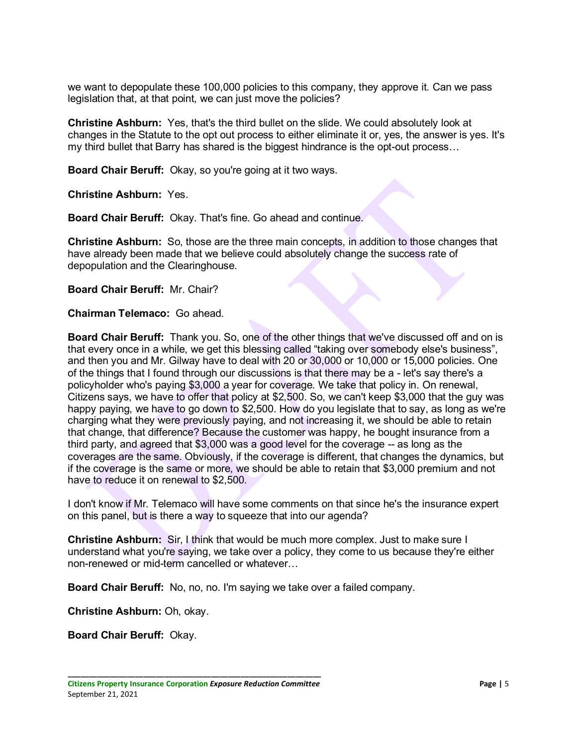we want to depopulate these 100,000 policies to this company, they approve it. Can we pass legislation that, at that point, we can just move the policies?

**Christine Ashburn:** Yes, that's the third bullet on the slide. We could absolutely look at changes in the Statute to the opt out process to either eliminate it or, yes, the answer is yes. It's my third bullet that Barry has shared is the biggest hindrance is the opt-out process…

**Board Chair Beruff:** Okay, so you're going at it two ways.

**Christine Ashburn:** Yes.

**Board Chair Beruff:** Okay. That's fine. Go ahead and continue.

**Christine Ashburn:** So, those are the three main concepts, in addition to those changes that have already been made that we believe could absolutely change the success rate of depopulation and the Clearinghouse.

**Board Chair Beruff:** Mr. Chair?

**Chairman Telemaco:** Go ahead.

**Board Chair Beruff:** Thank you. So, one of the other things that we've discussed off and on is that every once in a while, we get this blessing called "taking over somebody else's business", and then you and Mr. Gilway have to deal with 20 or 30,000 or 10,000 or 15,000 policies. One of the things that I found through our discussions is that there may be a - let's say there's a policyholder who's paying $3,000 a year for coverage. We take that policy in. On renewal, Citizens says, we have to offer that policy at $2,500. So, we can't keep $3,000 that the guy was happy paying, we have to go down to $2,500. How do you legislate that to say, as long as we're charging what they were previously paying, and not increasing it, we should be able to retain that change, that difference? Because the customer was happy, he bought insurance from a third party, and agreed that $3,000 was a good level for the coverage -- as long as the coverages are the same. Obviously, if the coverage is different, that changes the dynamics, but if the coverage is the same or more, we should be able to retain that $3,000 premium and not have to reduce it on renewal to $2,500.

I don't know if Mr. Telemaco will have some comments on that since he's the insurance expert on this panel, but is there a way to squeeze that into our agenda?

**Christine Ashburn:** Sir, I think that would be much more complex. Just to make sure I understand what you're saying, we take over a policy, they come to us because they're either non-renewed or mid-term cancelled or whatever…

**Board Chair Beruff:** No, no, no. I'm saying we take over a failed company.

**Christine Ashburn:** Oh, okay.

**Board Chair Beruff:** Okay.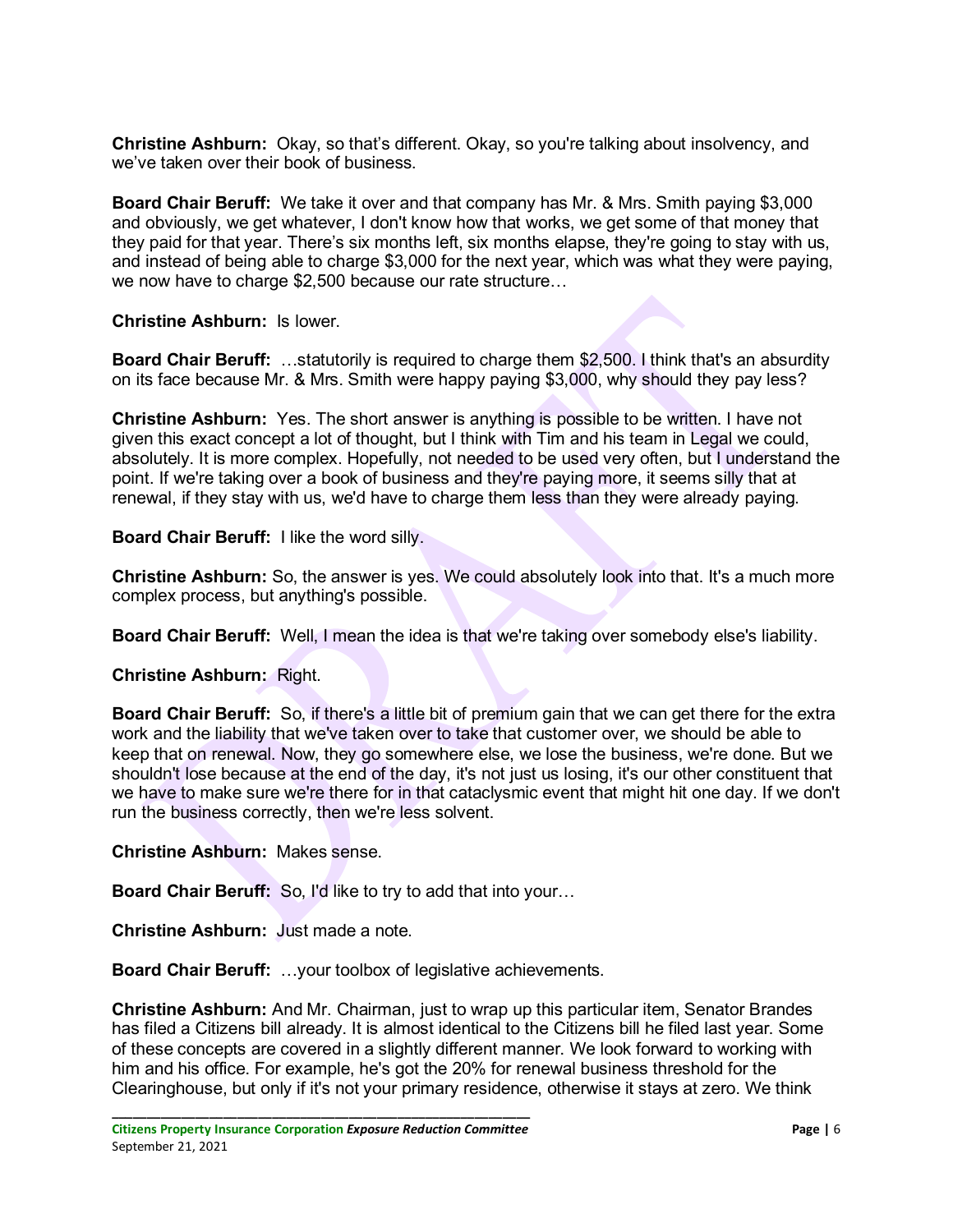**Christine Ashburn:** Okay, so that's different. Okay, so you're talking about insolvency, and we've taken over their book of business.

**Board Chair Beruff:** We take it over and that company has Mr. & Mrs. Smith paying $3,000 and obviously, we get whatever, I don't know how that works, we get some of that money that they paid for that year. There's six months left, six months elapse, they're going to stay with us, and instead of being able to charge $3,000 for the next year, which was what they were paying, we now have to charge $2,500 because our rate structure…

**Christine Ashburn:** Is lower.

**Board Chair Beruff:** …statutorily is required to charge them $2,500. I think that's an absurdity on its face because Mr. & Mrs. Smith were happy paying $3,000, why should they pay less?

**Christine Ashburn:** Yes. The short answer is anything is possible to be written. I have not given this exact concept a lot of thought, but I think with Tim and his team in Legal we could, absolutely. It is more complex. Hopefully, not needed to be used very often, but I understand the point. If we're taking over a book of business and they're paying more, it seems silly that at renewal, if they stay with us, we'd have to charge them less than they were already paying.

**Board Chair Beruff:** I like the word silly.

**Christine Ashburn:** So, the answer is yes. We could absolutely look into that. It's a much more complex process, but anything's possible.

**Board Chair Beruff:** Well, I mean the idea is that we're taking over somebody else's liability.

**Christine Ashburn:** Right.

**Board Chair Beruff:** So, if there's a little bit of premium gain that we can get there for the extra work and the liability that we've taken over to take that customer over, we should be able to keep that on renewal. Now, they go somewhere else, we lose the business, we're done. But we shouldn't lose because at the end of the day, it's not just us losing, it's our other constituent that we have to make sure we're there for in that cataclysmic event that might hit one day. If we don't run the business correctly, then we're less solvent.

**Christine Ashburn:** Makes sense.

**Board Chair Beruff:** So, I'd like to try to add that into your…

**Christine Ashburn:** Just made a note.

**Board Chair Beruff:** …your toolbox of legislative achievements.

**Christine Ashburn:** And Mr. Chairman, just to wrap up this particular item, Senator Brandes has filed a Citizens bill already. It is almost identical to the Citizens bill he filed last year. Some of these concepts are covered in a slightly different manner. We look forward to working with him and his office. For example, he's got the 20% for renewal business threshold for the Clearinghouse, but only if it's not your primary residence, otherwise it stays at zero. We think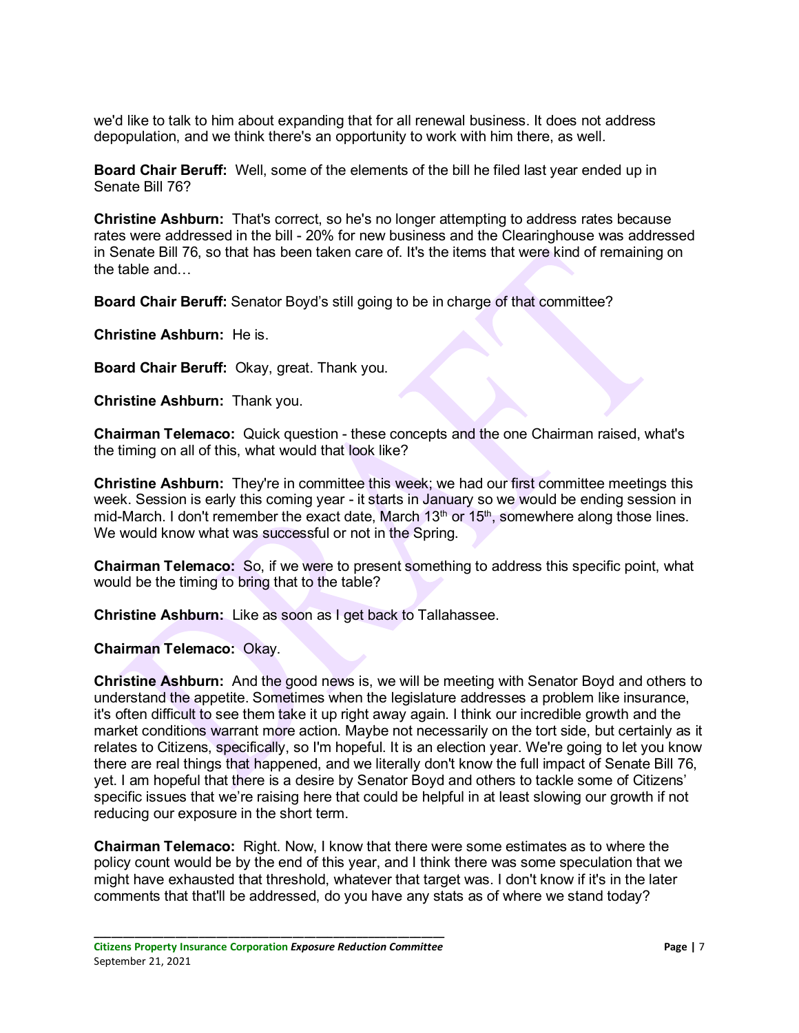we'd like to talk to him about expanding that for all renewal business. It does not address depopulation, and we think there's an opportunity to work with him there, as well.

**Board Chair Beruff:** Well, some of the elements of the bill he filed last year ended up in Senate Bill 76?

**Christine Ashburn:** That's correct, so he's no longer attempting to address rates because rates were addressed in the bill - 20% for new business and the Clearinghouse was addressed in Senate Bill 76, so that has been taken care of. It's the items that were kind of remaining on the table and…

**Board Chair Beruff:** Senator Boyd's still going to be in charge of that committee?

**Christine Ashburn:** He is.

**Board Chair Beruff:** Okay, great. Thank you.

**Christine Ashburn:** Thank you.

**Chairman Telemaco:** Quick question - these concepts and the one Chairman raised, what's the timing on all of this, what would that look like?

**Christine Ashburn:** They're in committee this week; we had our first committee meetings this week. Session is early this coming year - it starts in January so we would be ending session in mid-March. I don't remember the exact date, March 13th or 15th, somewhere along those lines. We would know what was successful or not in the Spring.

**Chairman Telemaco:** So, if we were to present something to address this specific point, what would be the timing to bring that to the table?

**Christine Ashburn:** Like as soon as I get back to Tallahassee.

**Chairman Telemaco:** Okay.

**Christine Ashburn:** And the good news is, we will be meeting with Senator Boyd and others to understand the appetite. Sometimes when the legislature addresses a problem like insurance, it's often difficult to see them take it up right away again. I think our incredible growth and the market conditions warrant more action. Maybe not necessarily on the tort side, but certainly as it relates to Citizens, specifically, so I'm hopeful. It is an election year. We're going to let you know there are real things that happened, and we literally don't know the full impact of Senate Bill 76, yet. I am hopeful that there is a desire by Senator Boyd and others to tackle some of Citizens' specific issues that we're raising here that could be helpful in at least slowing our growth if not reducing our exposure in the short term.

**Chairman Telemaco:** Right. Now, I know that there were some estimates as to where the policy count would be by the end of this year, and I think there was some speculation that we might have exhausted that threshold, whatever that target was. I don't know if it's in the later comments that that'll be addressed, do you have any stats as of where we stand today?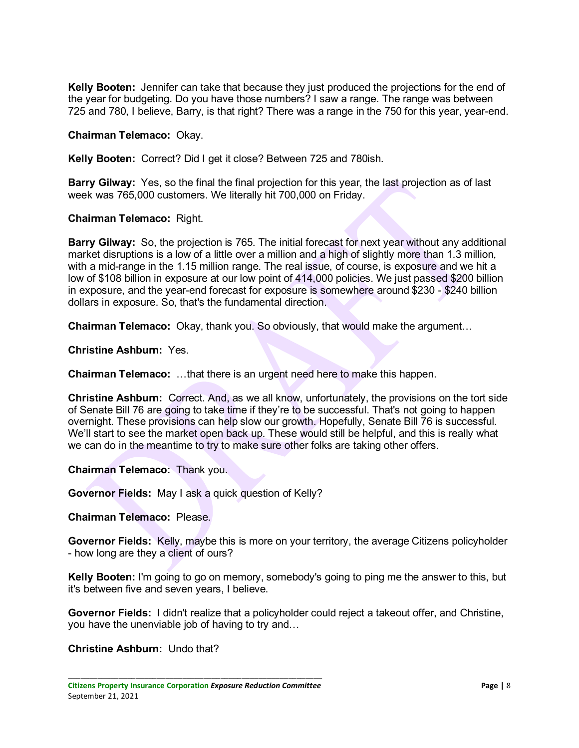**Kelly Booten:** Jennifer can take that because they just produced the projections for the end of the year for budgeting. Do you have those numbers? I saw a range. The range was between 725 and 780, I believe, Barry, is that right? There was a range in the 750 for this year, year-end.

**Chairman Telemaco:** Okay.

**Kelly Booten:** Correct? Did I get it close? Between 725 and 780ish.

**Barry Gilway:** Yes, so the final the final projection for this year, the last projection as of last week was 765,000 customers. We literally hit 700,000 on Friday.

**Chairman Telemaco:** Right.

**Barry Gilway:** So, the projection is 765. The initial forecast for next year without any additional market disruptions is a low of a little over a million and a high of slightly more than 1.3 million, with a mid-range in the 1.15 million range. The real issue, of course, is exposure and we hit a low of $108 billion in exposure at our low point of 414,000 policies. We just passed $200 billion in exposure, and the year-end forecast for exposure is somewhere around $230 - $240 billion dollars in exposure. So, that's the fundamental direction.

**Chairman Telemaco:** Okay, thank you. So obviously, that would make the argument…

**Christine Ashburn:** Yes.

**Chairman Telemaco:** …that there is an urgent need here to make this happen.

**Christine Ashburn:** Correct. And, as we all know, unfortunately, the provisions on the tort side of Senate Bill 76 are going to take time if they're to be successful. That's not going to happen overnight. These provisions can help slow our growth. Hopefully, Senate Bill 76 is successful. We'll start to see the market open back up. These would still be helpful, and this is really what we can do in the meantime to try to make sure other folks are taking other offers.

**Chairman Telemaco:** Thank you.

**Governor Fields:** May I ask a quick question of Kelly?

**Chairman Telemaco:** Please.

**Governor Fields:** Kelly, maybe this is more on your territory, the average Citizens policyholder - how long are they a client of ours?

**Kelly Booten:** I'm going to go on memory, somebody's going to ping me the answer to this, but it's between five and seven years, I believe.

**Governor Fields:** I didn't realize that a policyholder could reject a takeout offer, and Christine, you have the unenviable job of having to try and…

**Christine Ashburn:** Undo that?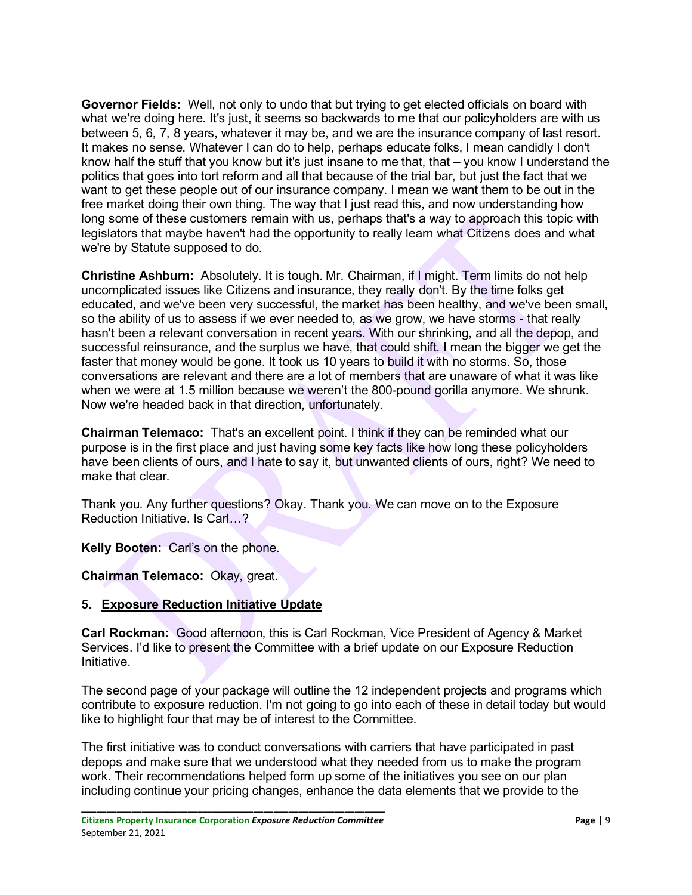**Governor Fields:** Well, not only to undo that but trying to get elected officials on board with what we're doing here. It's just, it seems so backwards to me that our policyholders are with us between 5, 6, 7, 8 years, whatever it may be, and we are the insurance company of last resort. It makes no sense. Whatever I can do to help, perhaps educate folks, I mean candidly I don't know half the stuff that you know but it's just insane to me that, that – you know I understand the politics that goes into tort reform and all that because of the trial bar, but just the fact that we want to get these people out of our insurance company. I mean we want them to be out in the free market doing their own thing. The way that I just read this, and now understanding how long some of these customers remain with us, perhaps that's a way to approach this topic with legislators that maybe haven't had the opportunity to really learn what Citizens does and what we're by Statute supposed to do.

**Christine Ashburn:** Absolutely. It is tough. Mr. Chairman, if I might. Term limits do not help uncomplicated issues like Citizens and insurance, they really don't. By the time folks get educated, and we've been very successful, the market has been healthy, and we've been small, so the ability of us to assess if we ever needed to, as we grow, we have storms - that really hasn't been a relevant conversation in recent years. With our shrinking, and all the depop, and successful reinsurance, and the surplus we have, that could shift. I mean the bigger we get the faster that money would be gone. It took us 10 years to build it with no storms. So, those conversations are relevant and there are a lot of members that are unaware of what it was like when we were at 1.5 million because we weren't the 800-pound gorilla anymore. We shrunk. Now we're headed back in that direction, unfortunately.

**Chairman Telemaco:** That's an excellent point. I think if they can be reminded what our purpose is in the first place and just having some key facts like how long these policyholders have been clients of ours, and I hate to say it, but unwanted clients of ours, right? We need to make that clear.

Thank you. Any further questions? Okay. Thank you. We can move on to the Exposure Reduction Initiative. Is Carl…?

**Kelly Booten:** Carl's on the phone.

**Chairman Telemaco:** Okay, great.

## 5. Exposure Reduction Initiative Update

**Carl Rockman:** Good afternoon, this is Carl Rockman, Vice President of Agency & Market Services. I'd like to present the Committee with a brief update on our Exposure Reduction Initiative.

The second page of your package will outline the 12 independent projects and programs which contribute to exposure reduction. I'm not going to go into each of these in detail today but would like to highlight four that may be of interest to the Committee.

The first initiative was to conduct conversations with carriers that have participated in past depops and make sure that we understood what they needed from us to make the program work. Their recommendations helped form up some of the initiatives you see on our plan including continue your pricing changes, enhance the data elements that we provide to the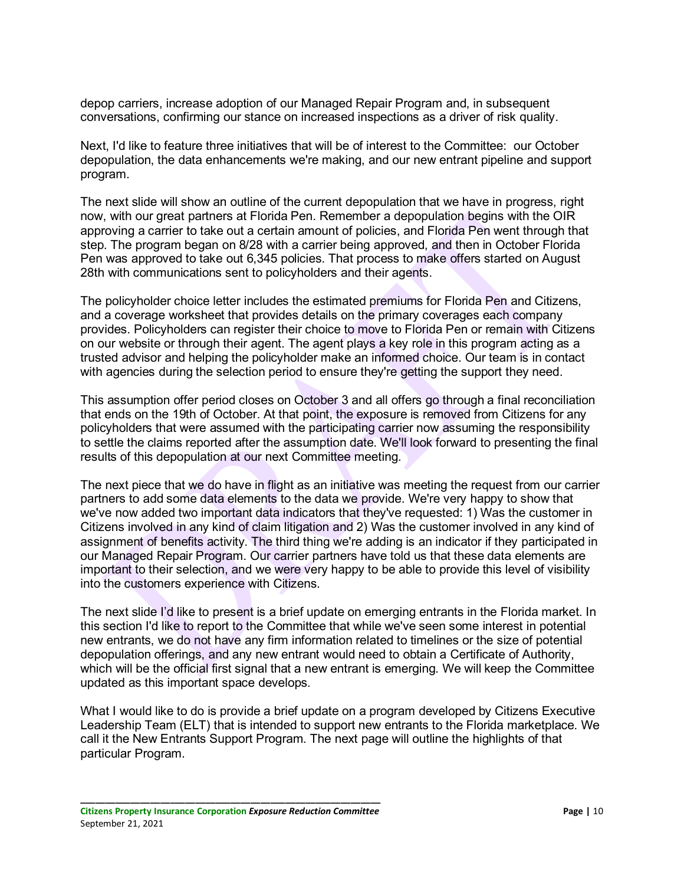depop carriers, increase adoption of our Managed Repair Program and, in subsequent conversations, confirming our stance on increased inspections as a driver of risk quality.

Next, I'd like to feature three initiatives that will be of interest to the Committee: our October depopulation, the data enhancements we're making, and our new entrant pipeline and support program.

The next slide will show an outline of the current depopulation that we have in progress, right now, with our great partners at Florida Pen. Remember a depopulation begins with the OIR approving a carrier to take out a certain amount of policies, and Florida Pen went through that step. The program began on 8/28 with a carrier being approved, and then in October Florida Pen was approved to take out 6,345 policies. That process to make offers started on August 28th with communications sent to policyholders and their agents.

The policyholder choice letter includes the estimated premiums for Florida Pen and Citizens, and a coverage worksheet that provides details on the primary coverages each company provides. Policyholders can register their choice to move to Florida Pen or remain with Citizens on our website or through their agent. The agent plays a key role in this program acting as a trusted advisor and helping the policyholder make an informed choice. Our team is in contact with agencies during the selection period to ensure they're getting the support they need.

This assumption offer period closes on October 3 and all offers go through a final reconciliation that ends on the 19th of October. At that point, the exposure is removed from Citizens for any policyholders that were assumed with the participating carrier now assuming the responsibility to settle the claims reported after the assumption date. We'll look forward to presenting the final results of this depopulation at our next Committee meeting.

The next piece that we do have in flight as an initiative was meeting the request from our carrier partners to add some data elements to the data we provide. We're very happy to show that we've now added two important data indicators that they've requested: 1) Was the customer in Citizens involved in any kind of claim litigation and 2) Was the customer involved in any kind of assignment of benefits activity. The third thing we're adding is an indicator if they participated in our Managed Repair Program. Our carrier partners have told us that these data elements are important to their selection, and we were very happy to be able to provide this level of visibility into the customers experience with Citizens.

The next slide I'd like to present is a brief update on emerging entrants in the Florida market. In this section I'd like to report to the Committee that while we've seen some interest in potential new entrants, we do not have any firm information related to timelines or the size of potential depopulation offerings, and any new entrant would need to obtain a Certificate of Authority, which will be the official first signal that a new entrant is emerging. We will keep the Committee updated as this important space develops.

What I would like to do is provide a brief update on a program developed by Citizens Executive Leadership Team (ELT) that is intended to support new entrants to the Florida marketplace. We call it the New Entrants Support Program. The next page will outline the highlights of that particular Program.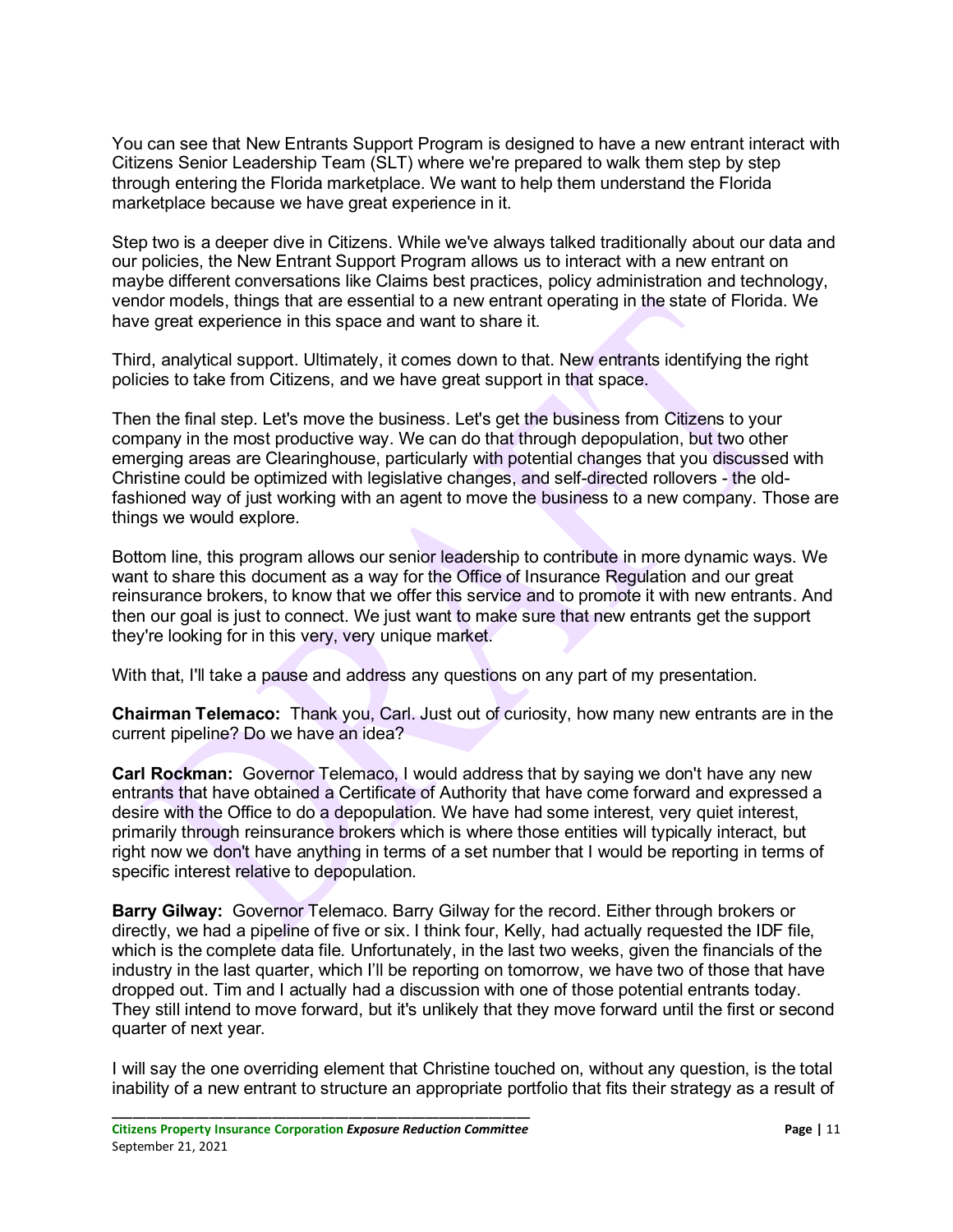You can see that New Entrants Support Program is designed to have a new entrant interact with Citizens Senior Leadership Team (SLT) where we're prepared to walk them step by step through entering the Florida marketplace. We want to help them understand the Florida marketplace because we have great experience in it.

Step two is a deeper dive in Citizens. While we've always talked traditionally about our data and our policies, the New Entrant Support Program allows us to interact with a new entrant on maybe different conversations like Claims best practices, policy administration and technology, vendor models, things that are essential to a new entrant operating in the state of Florida. We have great experience in this space and want to share it.

Third, analytical support. Ultimately, it comes down to that. New entrants identifying the right policies to take from Citizens, and we have great support in that space.

Then the final step. Let's move the business. Let's get the business from Citizens to your company in the most productive way. We can do that through depopulation, but two other emerging areas are Clearinghouse, particularly with potential changes that you discussed with Christine could be optimized with legislative changes, and self-directed rollovers - the old-fashioned way of just working with an agent to move the business to a new company. Those are things we would explore.

Bottom line, this program allows our senior leadership to contribute in more dynamic ways. We want to share this document as a way for the Office of Insurance Regulation and our great reinsurance brokers, to know that we offer this service and to promote it with new entrants. And then our goal is just to connect. We just want to make sure that new entrants get the support they're looking for in this very, very unique market.

With that, I'll take a pause and address any questions on any part of my presentation.

**Chairman Telemaco:** Thank you, Carl. Just out of curiosity, how many new entrants are in the current pipeline? Do we have an idea?

**Carl Rockman:** Governor Telemaco, I would address that by saying we don't have any new entrants that have obtained a Certificate of Authority that have come forward and expressed a desire with the Office to do a depopulation. We have had some interest, very quiet interest, primarily through reinsurance brokers which is where those entities will typically interact, but right now we don't have anything in terms of a set number that I would be reporting in terms of specific interest relative to depopulation.

**Barry Gilway:** Governor Telemaco. Barry Gilway for the record. Either through brokers or directly, we had a pipeline of five or six. I think four, Kelly, had actually requested the IDF file, which is the complete data file. Unfortunately, in the last two weeks, given the financials of the industry in the last quarter, which I'll be reporting on tomorrow, we have two of those that have dropped out. Tim and I actually had a discussion with one of those potential entrants today. They still intend to move forward, but it's unlikely that they move forward until the first or second quarter of next year.

I will say the one overriding element that Christine touched on, without any question, is the total inability of a new entrant to structure an appropriate portfolio that fits their strategy as a result of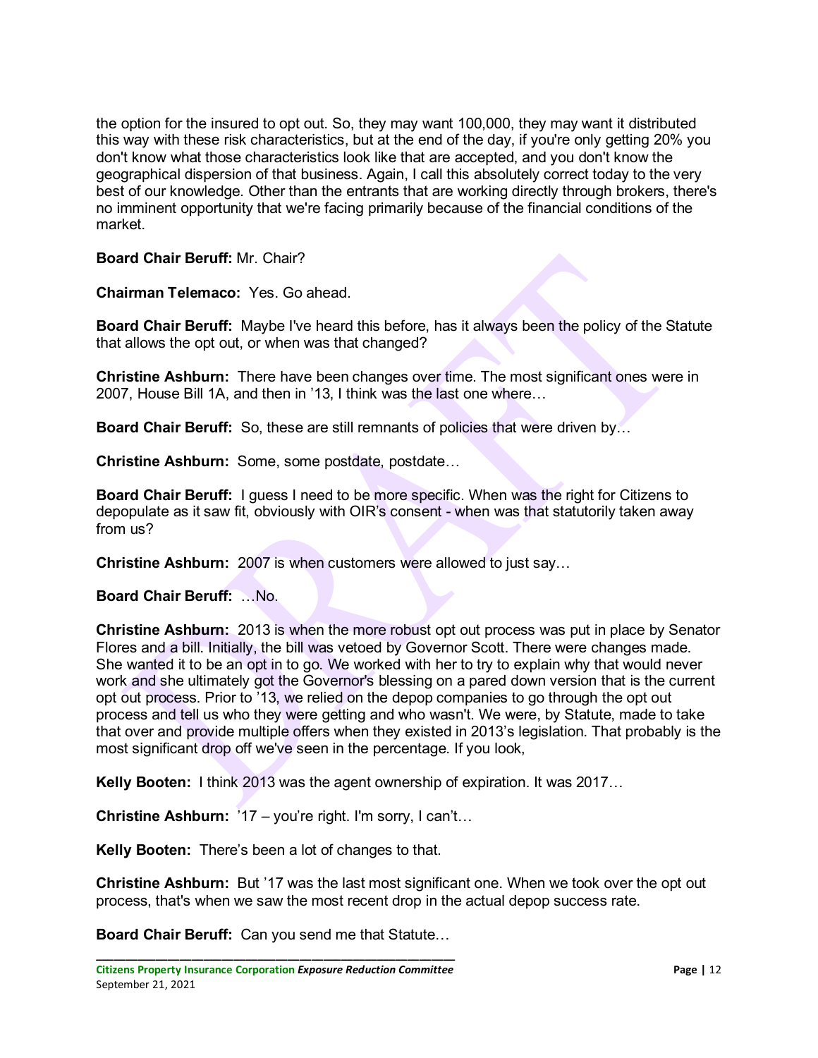the option for the insured to opt out. So, they may want 100,000, they may want it distributed this way with these risk characteristics, but at the end of the day, if you're only getting 20% you don't know what those characteristics look like that are accepted, and you don't know the geographical dispersion of that business. Again, I call this absolutely correct today to the very best of our knowledge. Other than the entrants that are working directly through brokers, there's no imminent opportunity that we're facing primarily because of the financial conditions of the market.

**Board Chair Beruff:** Mr. Chair?

**Chairman Telemaco:** Yes. Go ahead.

**Board Chair Beruff:** Maybe I've heard this before, has it always been the policy of the Statute that allows the opt out, or when was that changed?

**Christine Ashburn:** There have been changes over time. The most significant ones were in 2007, House Bill 1A, and then in '13, I think was the last one where…

**Board Chair Beruff:** So, these are still remnants of policies that were driven by…

**Christine Ashburn:** Some, some postdate, postdate…

**Board Chair Beruff:** I guess I need to be more specific. When was the right for Citizens to depopulate as it saw fit, obviously with OIR's consent - when was that statutorily taken away from us?

**Christine Ashburn:** 2007 is when customers were allowed to just say…

**Board Chair Beruff:** …No.

**Christine Ashburn:** 2013 is when the more robust opt out process was put in place by Senator Flores and a bill. Initially, the bill was vetoed by Governor Scott. There were changes made. She wanted it to be an opt in to go. We worked with her to try to explain why that would never work and she ultimately got the Governor's blessing on a pared down version that is the current opt out process. Prior to '13, we relied on the depop companies to go through the opt out process and tell us who they were getting and who wasn't. We were, by Statute, made to take that over and provide multiple offers when they existed in 2013's legislation. That probably is the most significant drop off we've seen in the percentage. If you look,

**Kelly Booten:** I think 2013 was the agent ownership of expiration. It was 2017…

**Christine Ashburn:** '17 – you're right. I'm sorry, I can't…

**Kelly Booten:** There's been a lot of changes to that.

**Christine Ashburn:** But '17 was the last most significant one. When we took over the opt out process, that's when we saw the most recent drop in the actual depop success rate.

**Board Chair Beruff:** Can you send me that Statute…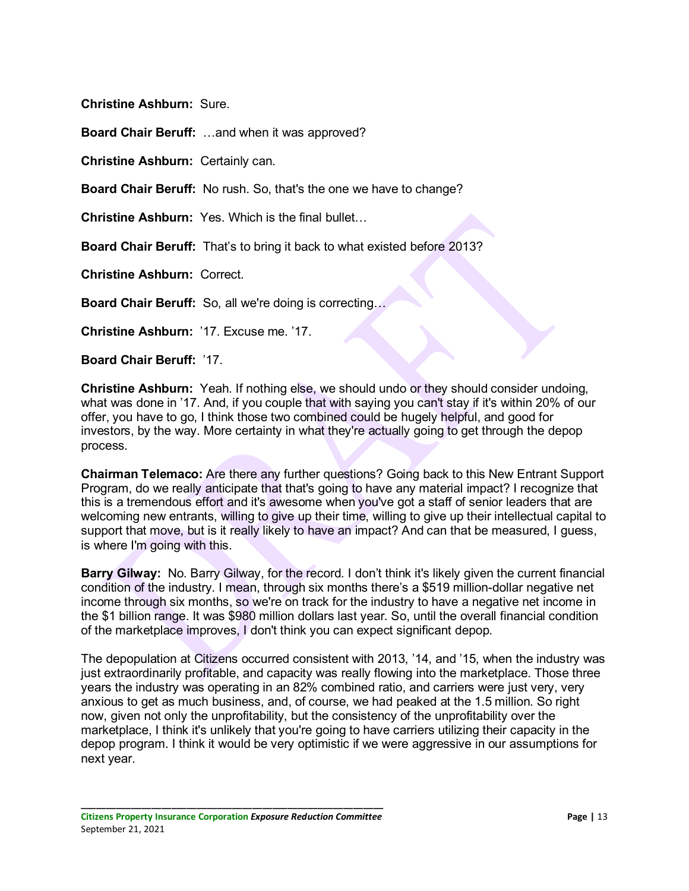**Christine Ashburn:** Sure.

**Board Chair Beruff:** …and when it was approved?

**Christine Ashburn:** Certainly can.

**Board Chair Beruff:** No rush. So, that's the one we have to change?

**Christine Ashburn:** Yes. Which is the final bullet…

**Board Chair Beruff:** That's to bring it back to what existed before 2013?

**Christine Ashburn:** Correct.

**Board Chair Beruff:** So, all we're doing is correcting…

**Christine Ashburn:** '17. Excuse me. '17.

**Board Chair Beruff:** '17.

**Christine Ashburn:** Yeah. If nothing else, we should undo or they should consider undoing, what was done in '17. And, if you couple that with saying you can't stay if it's within 20% of our offer, you have to go, I think those two combined could be hugely helpful, and good for investors, by the way. More certainty in what they're actually going to get through the depop process.

**Chairman Telemaco:** Are there any further questions? Going back to this New Entrant Support Program, do we really anticipate that that's going to have any material impact? I recognize that this is a tremendous effort and it's awesome when you've got a staff of senior leaders that are welcoming new entrants, willing to give up their time, willing to give up their intellectual capital to support that move, but is it really likely to have an impact? And can that be measured, I guess, is where I'm going with this.

**Barry Gilway:** No. Barry Gilway, for the record. I don't think it's likely given the current financial condition of the industry. I mean, through six months there's a $519 million-dollar negative net income through six months, so we're on track for the industry to have a negative net income in the $1 billion range. It was $980 million dollars last year. So, until the overall financial condition of the marketplace improves, I don't think you can expect significant depop.

The depopulation at Citizens occurred consistent with 2013, '14, and '15, when the industry was just extraordinarily profitable, and capacity was really flowing into the marketplace. Those three years the industry was operating in an 82% combined ratio, and carriers were just very, very anxious to get as much business, and, of course, we had peaked at the 1.5 million. So right now, given not only the unprofitability, but the consistency of the unprofitability over the marketplace, I think it's unlikely that you're going to have carriers utilizing their capacity in the depop program. I think it would be very optimistic if we were aggressive in our assumptions for next year.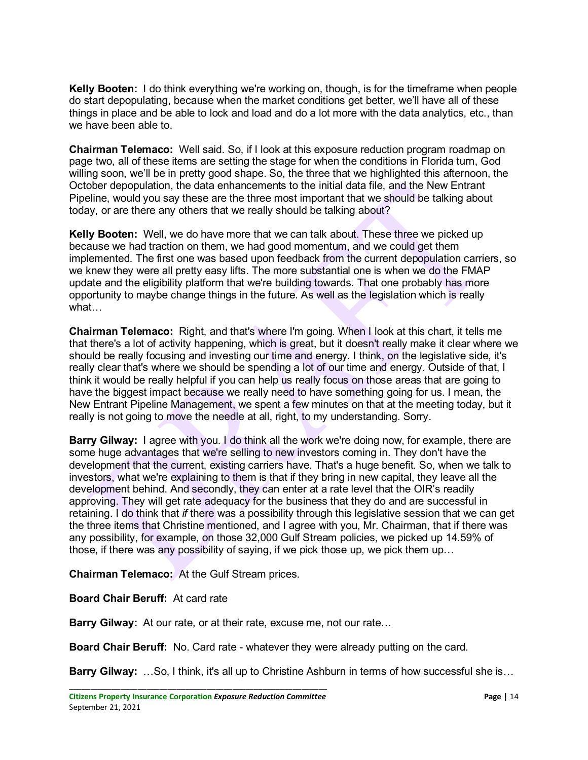**Kelly Booten:** I do think everything we're working on, though, is for the timeframe when people do start depopulating, because when the market conditions get better, we'll have all of these things in place and be able to lock and load and do a lot more with the data analytics, etc., than we have been able to.

**Chairman Telemaco:** Well said. So, if I look at this exposure reduction program roadmap on page two, all of these items are setting the stage for when the conditions in Florida turn, God willing soon, we'll be in pretty good shape. So, the three that we highlighted this afternoon, the October depopulation, the data enhancements to the initial data file, and the New Entrant Pipeline, would you say these are the three most important that we should be talking about today, or are there any others that we really should be talking about?

**Kelly Booten:** Well, we do have more that we can talk about. These three we picked up because we had traction on them, we had good momentum, and we could get them implemented. The first one was based upon feedback from the current depopulation carriers, so we knew they were all pretty easy lifts. The more substantial one is when we do the FMAP update and the eligibility platform that we're building towards. That one probably has more opportunity to maybe change things in the future. As well as the legislation which is really what…

**Chairman Telemaco:** Right, and that's where I'm going. When I look at this chart, it tells me that there's a lot of activity happening, which is great, but it doesn't really make it clear where we should be really focusing and investing our time and energy. I think, on the legislative side, it's really clear that's where we should be spending a lot of our time and energy. Outside of that, I think it would be really helpful if you can help us really focus on those areas that are going to have the biggest impact because we really need to have something going for us. I mean, the New Entrant Pipeline Management, we spent a few minutes on that at the meeting today, but it really is not going to move the needle at all, right, to my understanding. Sorry.

**Barry Gilway:** I agree with you. I do think all the work we're doing now, for example, there are some huge advantages that we're selling to new investors coming in. They don't have the development that the current, existing carriers have. That's a huge benefit. So, when we talk to investors, what we're explaining to them is that if they bring in new capital, they leave all the development behind. And secondly, they can enter at a rate level that the OIR's readily approving. They will get rate adequacy for the business that they do and are successful in retaining. I do think that *if* there was a possibility through this legislative session that we can get the three items that Christine mentioned, and I agree with you, Mr. Chairman, that if there was any possibility, for example, on those 32,000 Gulf Stream policies, we picked up 14.59% of those, if there was any possibility of saying, if we pick those up, we pick them up…

**Chairman Telemaco:** At the Gulf Stream prices.

**Board Chair Beruff:** At card rate

**Barry Gilway:** At our rate, or at their rate, excuse me, not our rate…

**Board Chair Beruff:** No. Card rate - whatever they were already putting on the card.

**Barry Gilway:** …So, I think, it's all up to Christine Ashburn in terms of how successful she is…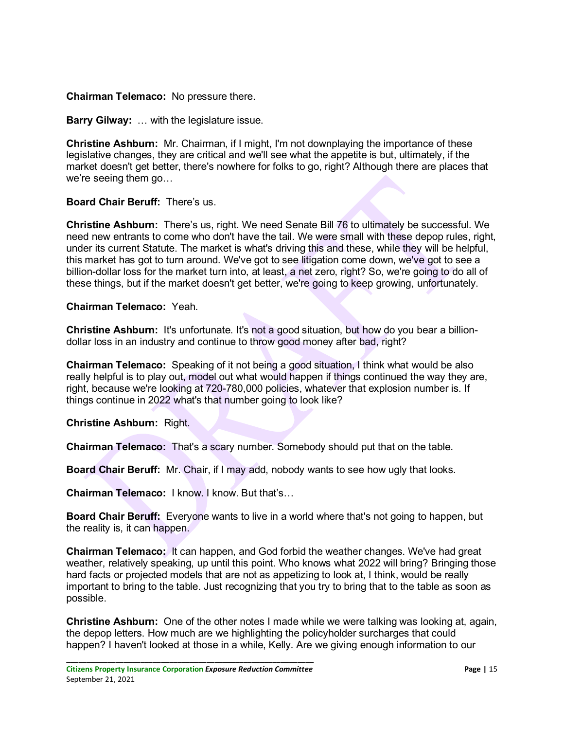**Chairman Telemaco:** No pressure there.

**Barry Gilway:** … with the legislature issue.

**Christine Ashburn:** Mr. Chairman, if I might, I'm not downplaying the importance of these legislative changes, they are critical and we'll see what the appetite is but, ultimately, if the market doesn't get better, there's nowhere for folks to go, right? Although there are places that we're seeing them go…

**Board Chair Beruff:** There's us.

**Christine Ashburn:** There's us, right. We need Senate Bill 76 to ultimately be successful. We need new entrants to come who don't have the tail. We were small with these depop rules, right, under its current Statute. The market is what's driving this and these, while they will be helpful, this market has got to turn around. We've got to see litigation come down, we've got to see a billion-dollar loss for the market turn into, at least, a net zero, right? So, we're going to do all of these things, but if the market doesn't get better, we're going to keep growing, unfortunately.

**Chairman Telemaco:** Yeah.

**Christine Ashburn:** It's unfortunate. It's not a good situation, but how do you bear a billion-dollar loss in an industry and continue to throw good money after bad, right?

**Chairman Telemaco:** Speaking of it not being a good situation, I think what would be also really helpful is to play out, model out what would happen if things continued the way they are, right, because we're looking at 720-780,000 policies, whatever that explosion number is. If things continue in 2022 what's that number going to look like?

**Christine Ashburn:** Right.

**Chairman Telemaco:** That's a scary number. Somebody should put that on the table.

**Board Chair Beruff:** Mr. Chair, if I may add, nobody wants to see how ugly that looks.

**Chairman Telemaco:** I know. I know. But that's…

**Board Chair Beruff:** Everyone wants to live in a world where that's not going to happen, but the reality is, it can happen.

**Chairman Telemaco:** It can happen, and God forbid the weather changes. We've had great weather, relatively speaking, up until this point. Who knows what 2022 will bring? Bringing those hard facts or projected models that are not as appetizing to look at, I think, would be really important to bring to the table. Just recognizing that you try to bring that to the table as soon as possible.

**Christine Ashburn:** One of the other notes I made while we were talking was looking at, again, the depop letters. How much are we highlighting the policyholder surcharges that could happen? I haven't looked at those in a while, Kelly. Are we giving enough information to our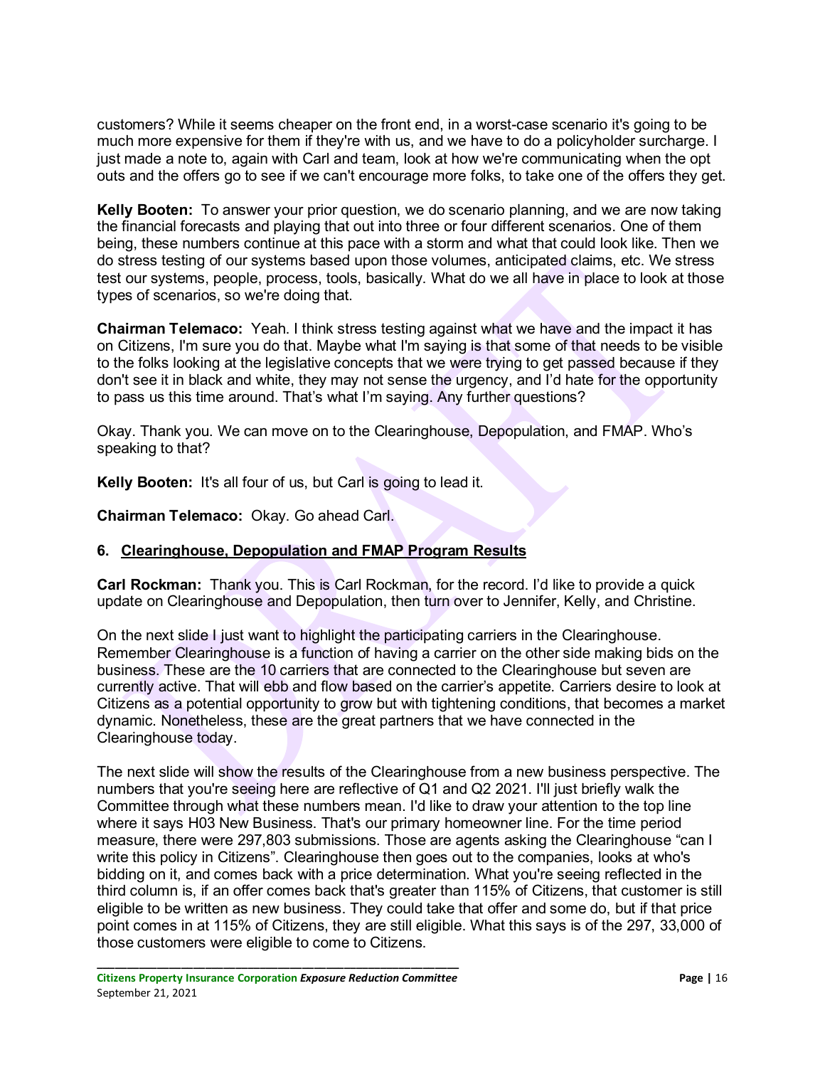customers? While it seems cheaper on the front end, in a worst-case scenario it's going to be much more expensive for them if they're with us, and we have to do a policyholder surcharge. I just made a note to, again with Carl and team, look at how we're communicating when the opt outs and the offers go to see if we can't encourage more folks, to take one of the offers they get.

**Kelly Booten:** To answer your prior question, we do scenario planning, and we are now taking the financial forecasts and playing that out into three or four different scenarios. One of them being, these numbers continue at this pace with a storm and what that could look like. Then we do stress testing of our systems based upon those volumes, anticipated claims, etc. We stress test our systems, people, process, tools, basically. What do we all have in place to look at those types of scenarios, so we're doing that.

**Chairman Telemaco:** Yeah. I think stress testing against what we have and the impact it has on Citizens, I'm sure you do that. Maybe what I'm saying is that some of that needs to be visible to the folks looking at the legislative concepts that we were trying to get passed because if they don't see it in black and white, they may not sense the urgency, and I'd hate for the opportunity to pass us this time around. That's what I'm saying. Any further questions?

Okay. Thank you. We can move on to the Clearinghouse, Depopulation, and FMAP. Who's speaking to that?

**Kelly Booten:** It's all four of us, but Carl is going to lead it.

**Chairman Telemaco:** Okay. Go ahead Carl.

## 6. Clearinghouse, Depopulation and FMAP Program Results

**Carl Rockman:** Thank you. This is Carl Rockman, for the record. I'd like to provide a quick update on Clearinghouse and Depopulation, then turn over to Jennifer, Kelly, and Christine.

On the next slide I just want to highlight the participating carriers in the Clearinghouse. Remember Clearinghouse is a function of having a carrier on the other side making bids on the business. These are the 10 carriers that are connected to the Clearinghouse but seven are currently active. That will ebb and flow based on the carrier's appetite. Carriers desire to look at Citizens as a potential opportunity to grow but with tightening conditions, that becomes a market dynamic. Nonetheless, these are the great partners that we have connected in the Clearinghouse today.

The next slide will show the results of the Clearinghouse from a new business perspective. The numbers that you're seeing here are reflective of Q1 and Q2 2021. I'll just briefly walk the Committee through what these numbers mean. I'd like to draw your attention to the top line where it says H03 New Business. That's our primary homeowner line. For the time period measure, there were 297,803 submissions. Those are agents asking the Clearinghouse "can I write this policy in Citizens". Clearinghouse then goes out to the companies, looks at who's bidding on it, and comes back with a price determination. What you're seeing reflected in the third column is, if an offer comes back that's greater than 115% of Citizens, that customer is still eligible to be written as new business. They could take that offer and some do, but if that price point comes in at 115% of Citizens, they are still eligible. What this says is of the 297, 33,000 of those customers were eligible to come to Citizens.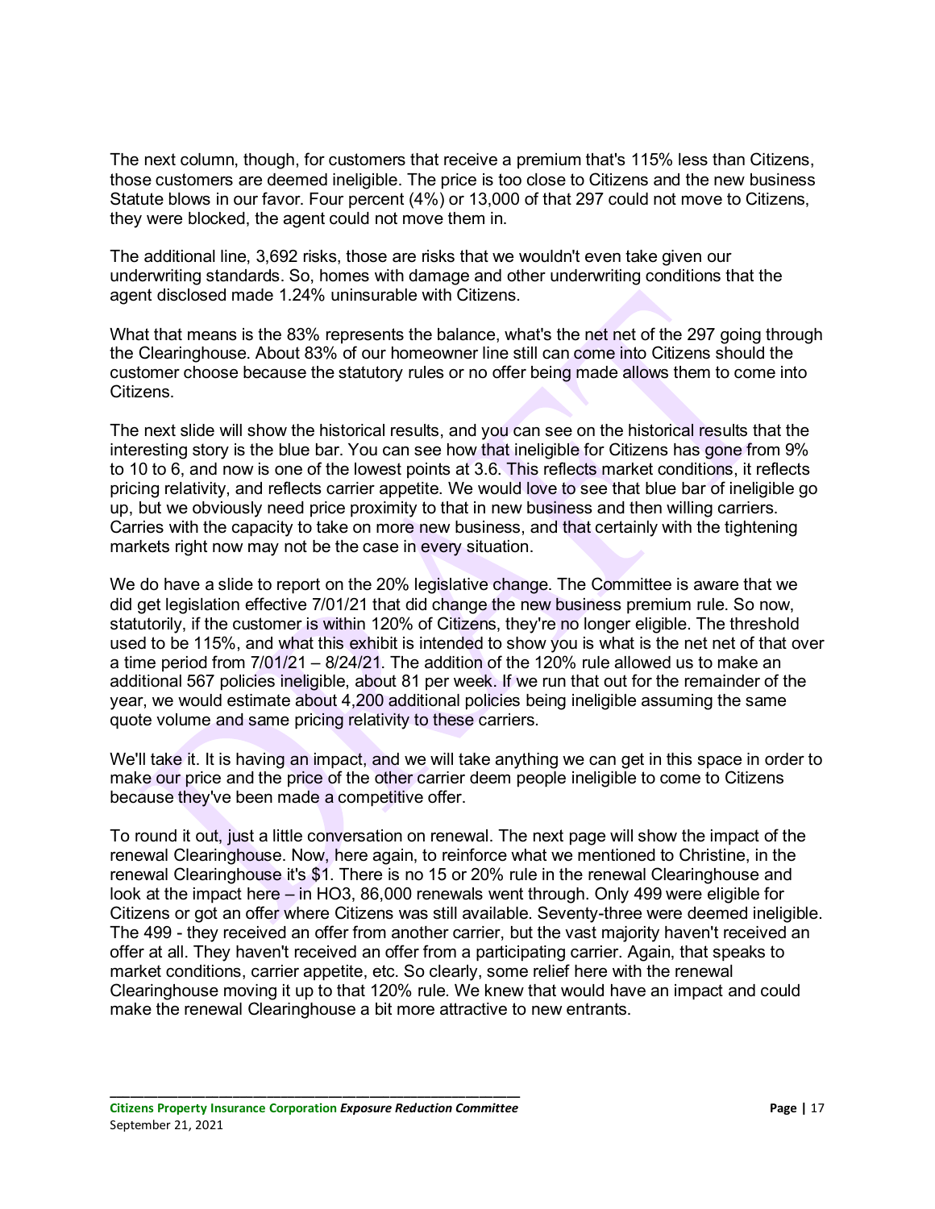The next column, though, for customers that receive a premium that's 115% less than Citizens, those customers are deemed ineligible. The price is too close to Citizens and the new business Statute blows in our favor. Four percent (4%) or 13,000 of that 297 could not move to Citizens, they were blocked, the agent could not move them in.

The additional line, 3,692 risks, those are risks that we wouldn't even take given our underwriting standards. So, homes with damage and other underwriting conditions that the agent disclosed made 1.24% uninsurable with Citizens.

What that means is the 83% represents the balance, what's the net net of the 297 going through the Clearinghouse. About 83% of our homeowner line still can come into Citizens should the customer choose because the statutory rules or no offer being made allows them to come into Citizens.

The next slide will show the historical results, and you can see on the historical results that the interesting story is the blue bar. You can see how that ineligible for Citizens has gone from 9% to 10 to 6, and now is one of the lowest points at 3.6. This reflects market conditions, it reflects pricing relativity, and reflects carrier appetite. We would love to see that blue bar of ineligible go up, but we obviously need price proximity to that in new business and then willing carriers. Carries with the capacity to take on more new business, and that certainly with the tightening markets right now may not be the case in every situation.

We do have a slide to report on the 20% legislative change. The Committee is aware that we did get legislation effective 7/01/21 that did change the new business premium rule. So now, statutorily, if the customer is within 120% of Citizens, they're no longer eligible. The threshold used to be 115%, and what this exhibit is intended to show you is what is the net net of that over a time period from 7/01/21 – 8/24/21. The addition of the 120% rule allowed us to make an additional 567 policies ineligible, about 81 per week. If we run that out for the remainder of the year, we would estimate about 4,200 additional policies being ineligible assuming the same quote volume and same pricing relativity to these carriers.

We'll take it. It is having an impact, and we will take anything we can get in this space in order to make our price and the price of the other carrier deem people ineligible to come to Citizens because they've been made a competitive offer.

To round it out, just a little conversation on renewal. The next page will show the impact of the renewal Clearinghouse. Now, here again, to reinforce what we mentioned to Christine, in the renewal Clearinghouse it's $1. There is no 15 or 20% rule in the renewal Clearinghouse and look at the impact here – in HO3, 86,000 renewals went through. Only 499 were eligible for Citizens or got an offer where Citizens was still available. Seventy-three were deemed ineligible. The 499 - they received an offer from another carrier, but the vast majority haven't received an offer at all. They haven't received an offer from a participating carrier. Again, that speaks to market conditions, carrier appetite, etc. So clearly, some relief here with the renewal Clearinghouse moving it up to that 120% rule. We knew that would have an impact and could make the renewal Clearinghouse a bit more attractive to new entrants.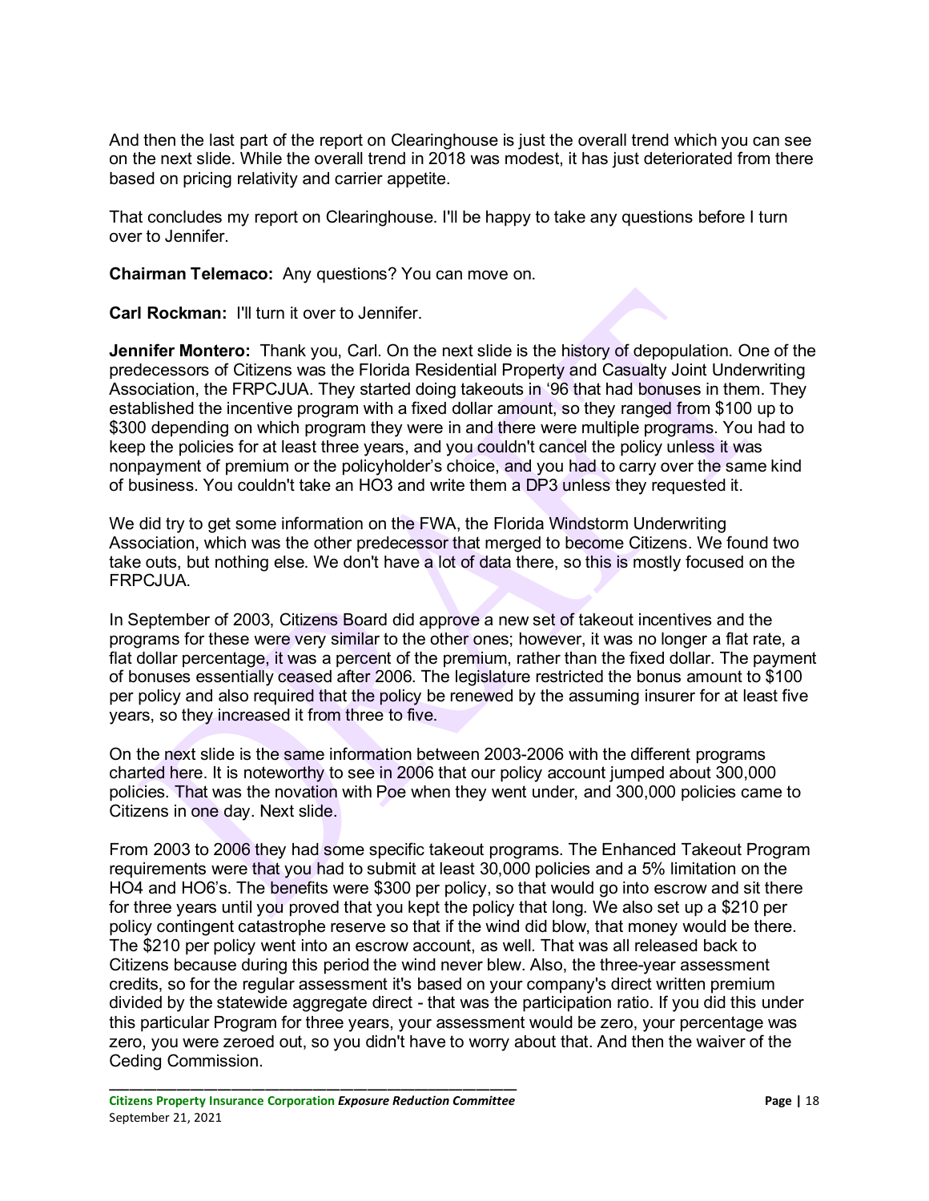And then the last part of the report on Clearinghouse is just the overall trend which you can see on the next slide. While the overall trend in 2018 was modest, it has just deteriorated from there based on pricing relativity and carrier appetite.

That concludes my report on Clearinghouse. I'll be happy to take any questions before I turn over to Jennifer.

**Chairman Telemaco:** Any questions? You can move on.

**Carl Rockman:** I'll turn it over to Jennifer.

**Jennifer Montero:** Thank you, Carl. On the next slide is the history of depopulation. One of the predecessors of Citizens was the Florida Residential Property and Casualty Joint Underwriting Association, the FRPCJUA. They started doing takeouts in '96 that had bonuses in them. They established the incentive program with a fixed dollar amount, so they ranged from $100 up to $300 depending on which program they were in and there were multiple programs. You had to keep the policies for at least three years, and you couldn't cancel the policy unless it was nonpayment of premium or the policyholder's choice, and you had to carry over the same kind of business. You couldn't take an HO3 and write them a DP3 unless they requested it.

We did try to get some information on the FWA, the Florida Windstorm Underwriting Association, which was the other predecessor that merged to become Citizens. We found two take outs, but nothing else. We don't have a lot of data there, so this is mostly focused on the FRPCJUA.

In September of 2003, Citizens Board did approve a new set of takeout incentives and the programs for these were very similar to the other ones; however, it was no longer a flat rate, a flat dollar percentage, it was a percent of the premium, rather than the fixed dollar. The payment of bonuses essentially ceased after 2006. The legislature restricted the bonus amount to $100 per policy and also required that the policy be renewed by the assuming insurer for at least five years, so they increased it from three to five.

On the next slide is the same information between 2003-2006 with the different programs charted here. It is noteworthy to see in 2006 that our policy account jumped about 300,000 policies. That was the novation with Poe when they went under, and 300,000 policies came to Citizens in one day. Next slide.

From 2003 to 2006 they had some specific takeout programs. The Enhanced Takeout Program requirements were that you had to submit at least 30,000 policies and a 5% limitation on the HO4 and HO6's. The benefits were $300 per policy, so that would go into escrow and sit there for three years until you proved that you kept the policy that long. We also set up a $210 per policy contingent catastrophe reserve so that if the wind did blow, that money would be there. The $210 per policy went into an escrow account, as well. That was all released back to Citizens because during this period the wind never blew. Also, the three-year assessment credits, so for the regular assessment it's based on your company's direct written premium divided by the statewide aggregate direct - that was the participation ratio. If you did this under this particular Program for three years, your assessment would be zero, your percentage was zero, you were zeroed out, so you didn't have to worry about that. And then the waiver of the Ceding Commission.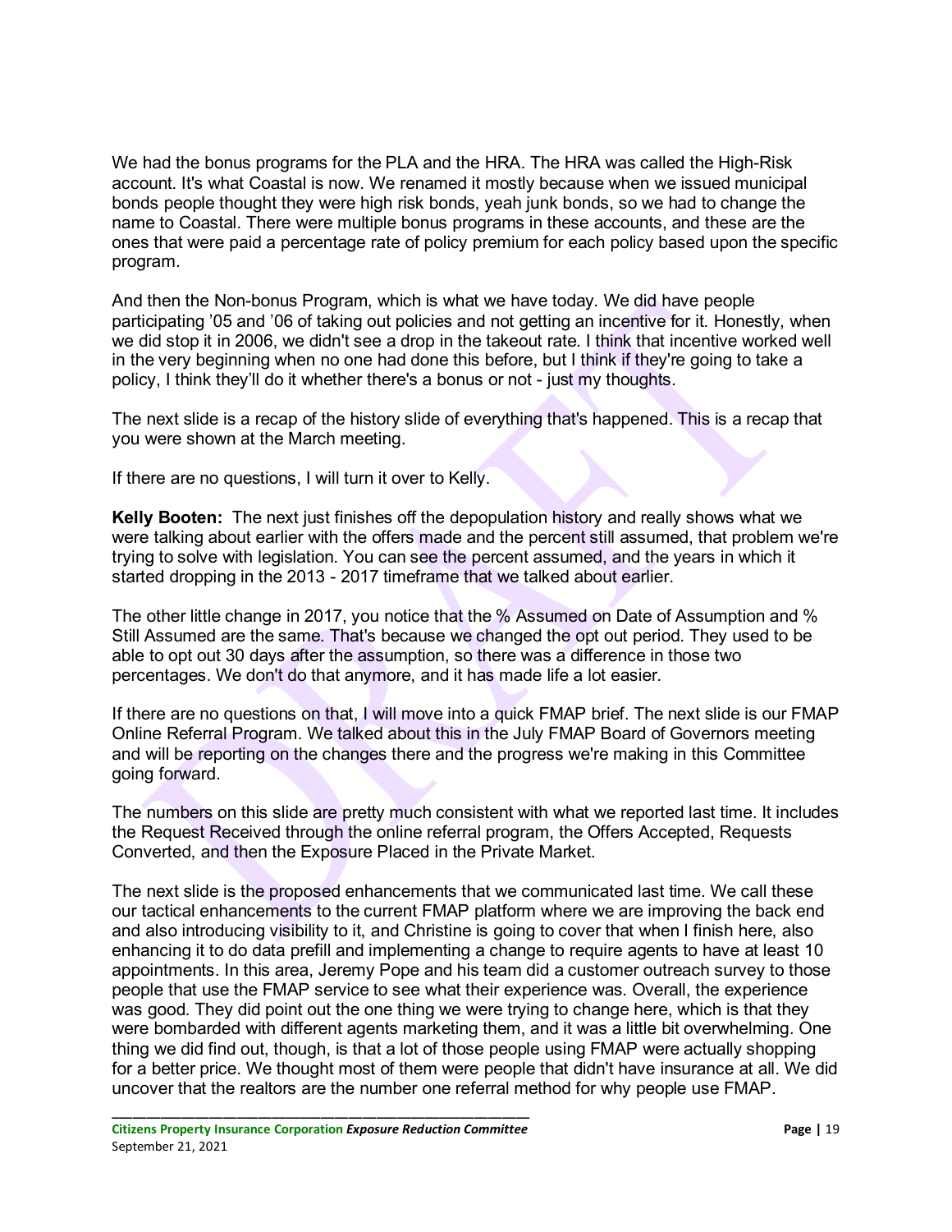We had the bonus programs for the PLA and the HRA. The HRA was called the High-Risk account. It's what Coastal is now. We renamed it mostly because when we issued municipal bonds people thought they were high risk bonds, yeah junk bonds, so we had to change the name to Coastal. There were multiple bonus programs in these accounts, and these are the ones that were paid a percentage rate of policy premium for each policy based upon the specific program.

And then the Non-bonus Program, which is what we have today. We did have people participating '05 and '06 of taking out policies and not getting an incentive for it. Honestly, when we did stop it in 2006, we didn't see a drop in the takeout rate. I think that incentive worked well in the very beginning when no one had done this before, but I think if they're going to take a policy, I think they'll do it whether there's a bonus or not - just my thoughts.

The next slide is a recap of the history slide of everything that's happened. This is a recap that you were shown at the March meeting.

If there are no questions, I will turn it over to Kelly.

**Kelly Booten:** The next just finishes off the depopulation history and really shows what we were talking about earlier with the offers made and the percent still assumed, that problem we're trying to solve with legislation. You can see the percent assumed, and the years in which it started dropping in the 2013 - 2017 timeframe that we talked about earlier.

The other little change in 2017, you notice that the % Assumed on Date of Assumption and % Still Assumed are the same. That's because we changed the opt out period. They used to be able to opt out 30 days after the assumption, so there was a difference in those two percentages. We don't do that anymore, and it has made life a lot easier.

If there are no questions on that, I will move into a quick FMAP brief. The next slide is our FMAP Online Referral Program. We talked about this in the July FMAP Board of Governors meeting and will be reporting on the changes there and the progress we're making in this Committee going forward.

The numbers on this slide are pretty much consistent with what we reported last time. It includes the Request Received through the online referral program, the Offers Accepted, Requests Converted, and then the Exposure Placed in the Private Market.

The next slide is the proposed enhancements that we communicated last time. We call these our tactical enhancements to the current FMAP platform where we are improving the back end and also introducing visibility to it, and Christine is going to cover that when I finish here, also enhancing it to do data prefill and implementing a change to require agents to have at least 10 appointments. In this area, Jeremy Pope and his team did a customer outreach survey to those people that use the FMAP service to see what their experience was. Overall, the experience was good. They did point out the one thing we were trying to change here, which is that they were bombarded with different agents marketing them, and it was a little bit overwhelming. One thing we did find out, though, is that a lot of those people using FMAP were actually shopping for a better price. We thought most of them were people that didn't have insurance at all. We did uncover that the realtors are the number one referral method for why people use FMAP.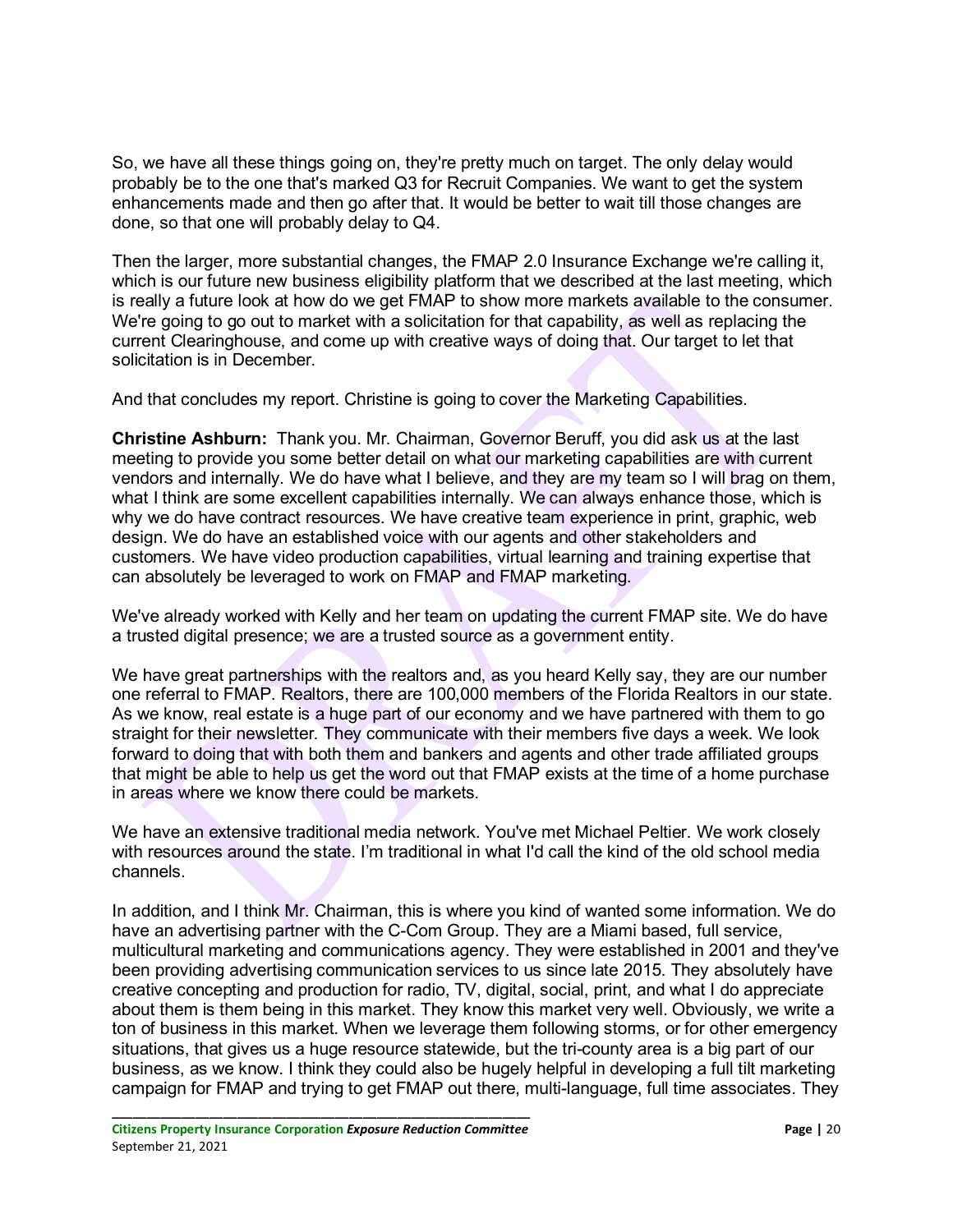So, we have all these things going on, they're pretty much on target. The only delay would probably be to the one that's marked Q3 for Recruit Companies. We want to get the system enhancements made and then go after that. It would be better to wait till those changes are done, so that one will probably delay to Q4.

Then the larger, more substantial changes, the FMAP 2.0 Insurance Exchange we're calling it, which is our future new business eligibility platform that we described at the last meeting, which is really a future look at how do we get FMAP to show more markets available to the consumer. We're going to go out to market with a solicitation for that capability, as well as replacing the current Clearinghouse, and come up with creative ways of doing that. Our target to let that solicitation is in December.

And that concludes my report. Christine is going to cover the Marketing Capabilities.

**Christine Ashburn:** Thank you. Mr. Chairman, Governor Beruff, you did ask us at the last meeting to provide you some better detail on what our marketing capabilities are with current vendors and internally. We do have what I believe, and they are my team so I will brag on them, what I think are some excellent capabilities internally. We can always enhance those, which is why we do have contract resources. We have creative team experience in print, graphic, web design. We do have an established voice with our agents and other stakeholders and customers. We have video production capabilities, virtual learning and training expertise that can absolutely be leveraged to work on FMAP and FMAP marketing.

We've already worked with Kelly and her team on updating the current FMAP site. We do have a trusted digital presence; we are a trusted source as a government entity.

We have great partnerships with the realtors and, as you heard Kelly say, they are our number one referral to FMAP. Realtors, there are 100,000 members of the Florida Realtors in our state. As we know, real estate is a huge part of our economy and we have partnered with them to go straight for their newsletter. They communicate with their members five days a week. We look forward to doing that with both them and bankers and agents and other trade affiliated groups that might be able to help us get the word out that FMAP exists at the time of a home purchase in areas where we know there could be markets.

We have an extensive traditional media network. You've met Michael Peltier. We work closely with resources around the state. I'm traditional in what I'd call the kind of the old school media channels.

In addition, and I think Mr. Chairman, this is where you kind of wanted some information. We do have an advertising partner with the C-Com Group. They are a Miami based, full service, multicultural marketing and communications agency. They were established in 2001 and they've been providing advertising communication services to us since late 2015. They absolutely have creative concepting and production for radio, TV, digital, social, print, and what I do appreciate about them is them being in this market. They know this market very well. Obviously, we write a ton of business in this market. When we leverage them following storms, or for other emergency situations, that gives us a huge resource statewide, but the tri-county area is a big part of our business, as we know. I think they could also be hugely helpful in developing a full tilt marketing campaign for FMAP and trying to get FMAP out there, multi-language, full time associates. They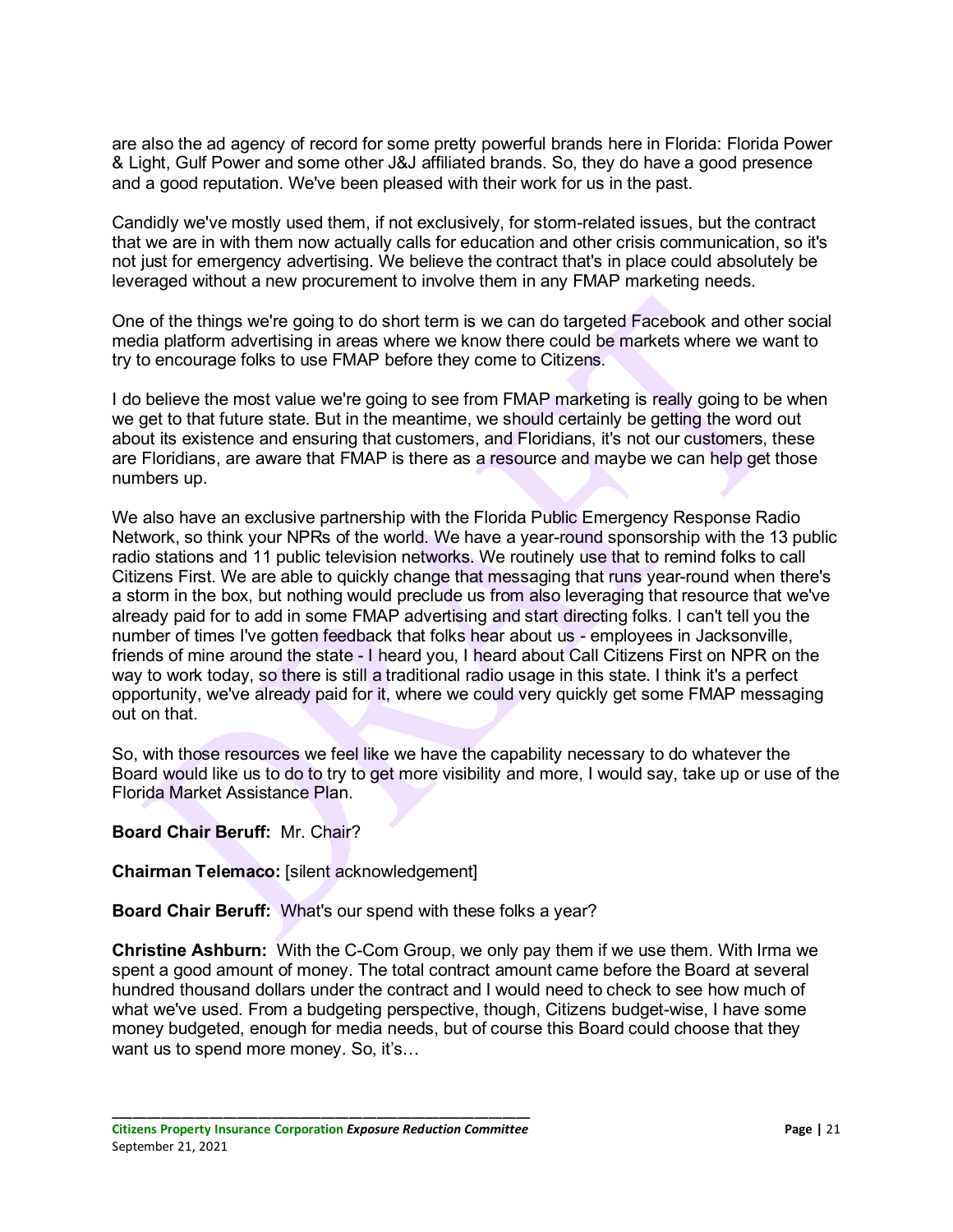are also the ad agency of record for some pretty powerful brands here in Florida: Florida Power & Light, Gulf Power and some other J&J affiliated brands. So, they do have a good presence and a good reputation. We've been pleased with their work for us in the past.

Candidly we've mostly used them, if not exclusively, for storm-related issues, but the contract that we are in with them now actually calls for education and other crisis communication, so it's not just for emergency advertising. We believe the contract that's in place could absolutely be leveraged without a new procurement to involve them in any FMAP marketing needs.

One of the things we're going to do short term is we can do targeted Facebook and other social media platform advertising in areas where we know there could be markets where we want to try to encourage folks to use FMAP before they come to Citizens.

I do believe the most value we're going to see from FMAP marketing is really going to be when we get to that future state. But in the meantime, we should certainly be getting the word out about its existence and ensuring that customers, and Floridians, it's not our customers, these are Floridians, are aware that FMAP is there as a resource and maybe we can help get those numbers up.

We also have an exclusive partnership with the Florida Public Emergency Response Radio Network, so think your NPRs of the world. We have a year-round sponsorship with the 13 public radio stations and 11 public television networks. We routinely use that to remind folks to call Citizens First. We are able to quickly change that messaging that runs year-round when there's a storm in the box, but nothing would preclude us from also leveraging that resource that we've already paid for to add in some FMAP advertising and start directing folks. I can't tell you the number of times I've gotten feedback that folks hear about us - employees in Jacksonville, friends of mine around the state - I heard you, I heard about Call Citizens First on NPR on the way to work today, so there is still a traditional radio usage in this state. I think it's a perfect opportunity, we've already paid for it, where we could very quickly get some FMAP messaging out on that.

So, with those resources we feel like we have the capability necessary to do whatever the Board would like us to do to try to get more visibility and more, I would say, take up or use of the Florida Market Assistance Plan.

**Board Chair Beruff:** Mr. Chair?

**Chairman Telemaco:** [silent acknowledgement]

**Board Chair Beruff:** What's our spend with these folks a year?

**Christine Ashburn:** With the C-Com Group, we only pay them if we use them. With Irma we spent a good amount of money. The total contract amount came before the Board at several hundred thousand dollars under the contract and I would need to check to see how much of what we've used. From a budgeting perspective, though, Citizens budget-wise, I have some money budgeted, enough for media needs, but of course this Board could choose that they want us to spend more money. So, it's…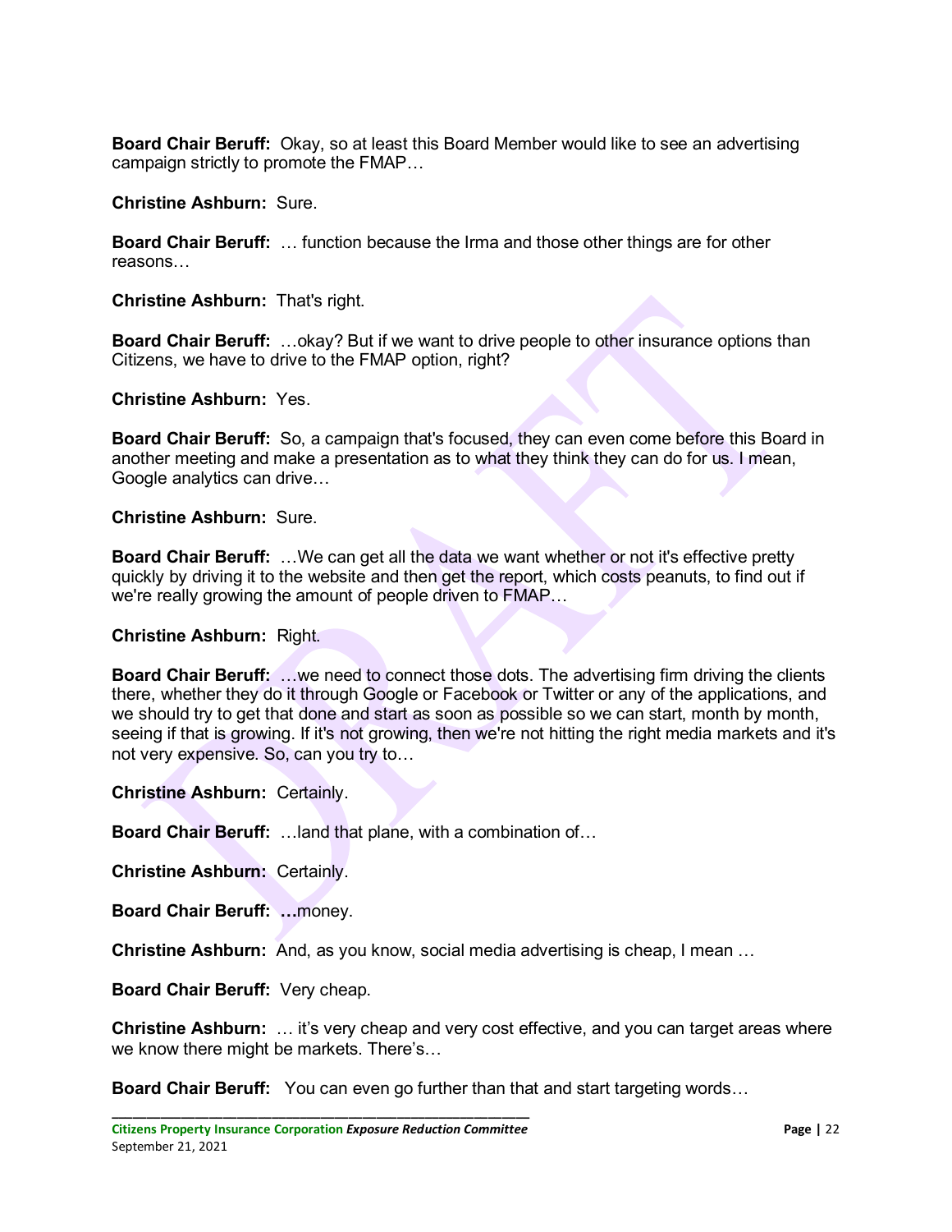**Board Chair Beruff:** Okay, so at least this Board Member would like to see an advertising campaign strictly to promote the FMAP…

**Christine Ashburn:** Sure.

**Board Chair Beruff:** … function because the Irma and those other things are for other reasons…

**Christine Ashburn:** That's right.

**Board Chair Beruff:** …okay? But if we want to drive people to other insurance options than Citizens, we have to drive to the FMAP option, right?

**Christine Ashburn:** Yes.

**Board Chair Beruff:** So, a campaign that's focused, they can even come before this Board in another meeting and make a presentation as to what they think they can do for us. I mean, Google analytics can drive…

**Christine Ashburn:** Sure.

**Board Chair Beruff:** …We can get all the data we want whether or not it's effective pretty quickly by driving it to the website and then get the report, which costs peanuts, to find out if we're really growing the amount of people driven to FMAP…

**Christine Ashburn:** Right.

**Board Chair Beruff:** …we need to connect those dots. The advertising firm driving the clients there, whether they do it through Google or Facebook or Twitter or any of the applications, and we should try to get that done and start as soon as possible so we can start, month by month, seeing if that is growing. If it's not growing, then we're not hitting the right media markets and it's not very expensive. So, can you try to…

**Christine Ashburn:** Certainly.

**Board Chair Beruff:** …land that plane, with a combination of…

**Christine Ashburn:** Certainly.

**Board Chair Beruff:** …money.

**Christine Ashburn:** And, as you know, social media advertising is cheap, I mean …

**Board Chair Beruff:** Very cheap.

**Christine Ashburn:** … it's very cheap and very cost effective, and you can target areas where we know there might be markets. There's…

**Board Chair Beruff:** You can even go further than that and start targeting words…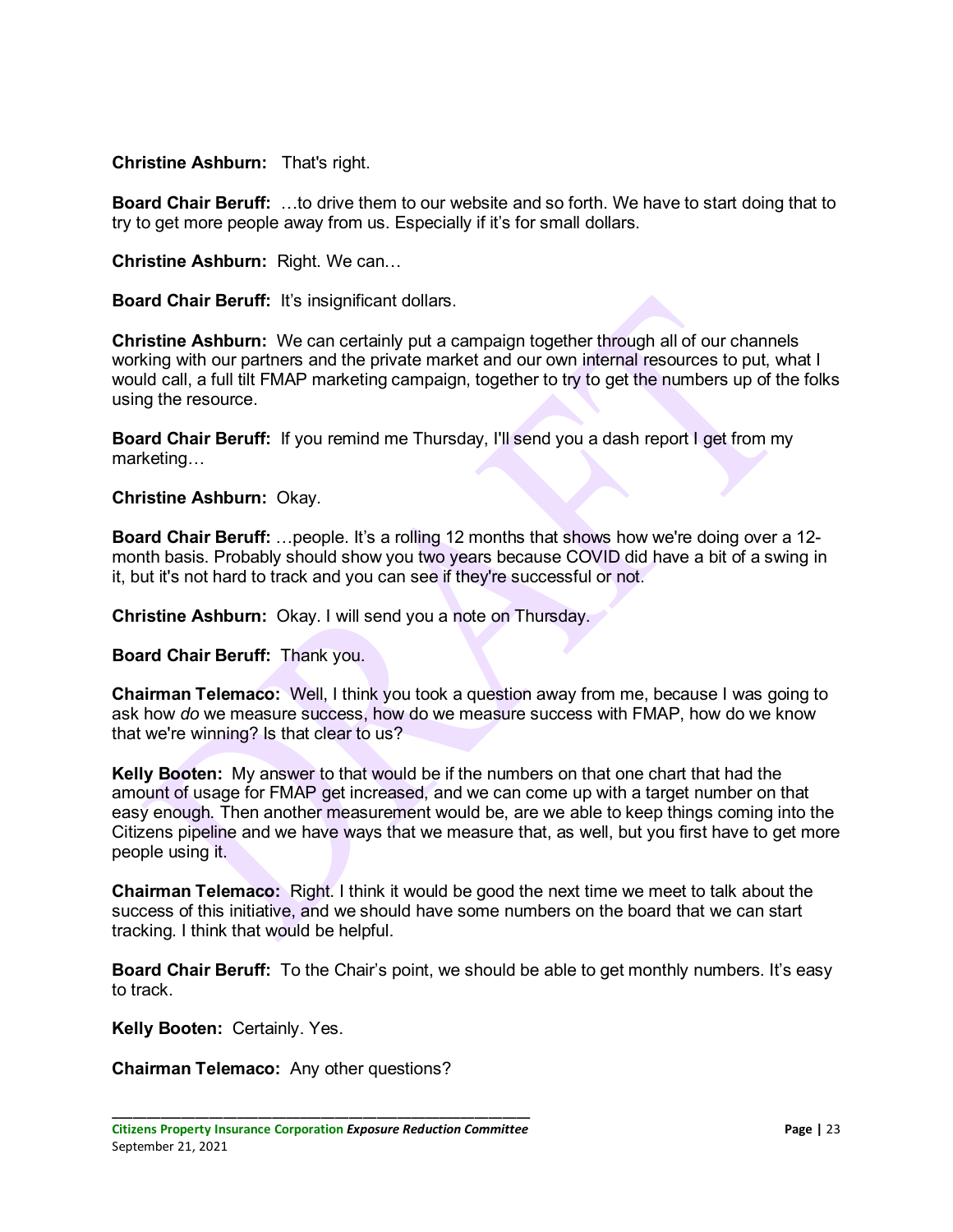**Christine Ashburn:** That's right.

**Board Chair Beruff:** …to drive them to our website and so forth. We have to start doing that to try to get more people away from us. Especially if it's for small dollars.

**Christine Ashburn:** Right. We can…

**Board Chair Beruff:** It's insignificant dollars.

**Christine Ashburn:** We can certainly put a campaign together through all of our channels working with our partners and the private market and our own internal resources to put, what I would call, a full tilt FMAP marketing campaign, together to try to get the numbers up of the folks using the resource.

**Board Chair Beruff:** If you remind me Thursday, I'll send you a dash report I get from my marketing…

**Christine Ashburn:** Okay.

**Board Chair Beruff:** …people. It's a rolling 12 months that shows how we're doing over a 12-month basis. Probably should show you two years because COVID did have a bit of a swing in it, but it's not hard to track and you can see if they're successful or not.

**Christine Ashburn:** Okay. I will send you a note on Thursday.

**Board Chair Beruff:** Thank you.

**Chairman Telemaco:** Well, I think you took a question away from me, because I was going to ask how *do* we measure success, how do we measure success with FMAP, how do we know that we're winning? Is that clear to us?

**Kelly Booten:** My answer to that would be if the numbers on that one chart that had the amount of usage for FMAP get increased, and we can come up with a target number on that easy enough. Then another measurement would be, are we able to keep things coming into the Citizens pipeline and we have ways that we measure that, as well, but you first have to get more people using it.

**Chairman Telemaco:** Right. I think it would be good the next time we meet to talk about the success of this initiative, and we should have some numbers on the board that we can start tracking. I think that would be helpful.

**Board Chair Beruff:** To the Chair's point, we should be able to get monthly numbers. It's easy to track.

**Kelly Booten:** Certainly. Yes.

**Chairman Telemaco:** Any other questions?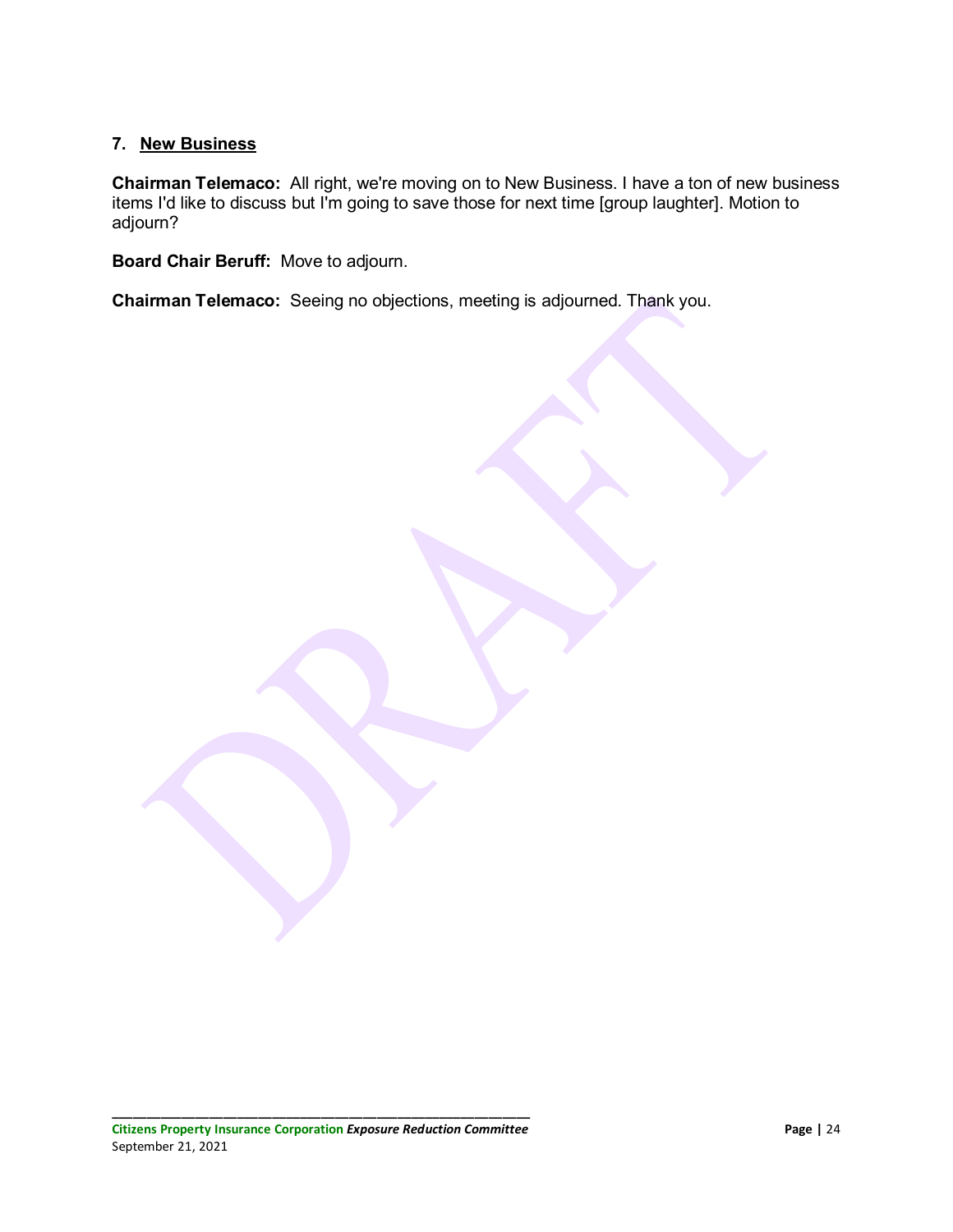## 7. New Business

**Chairman Telemaco:** All right, we're moving on to New Business. I have a ton of new business items I'd like to discuss but I'm going to save those for next time [group laughter]. Motion to adjourn?

**Board Chair Beruff:** Move to adjourn.

**Chairman Telemaco:** Seeing no objections, meeting is adjourned. Thank you.